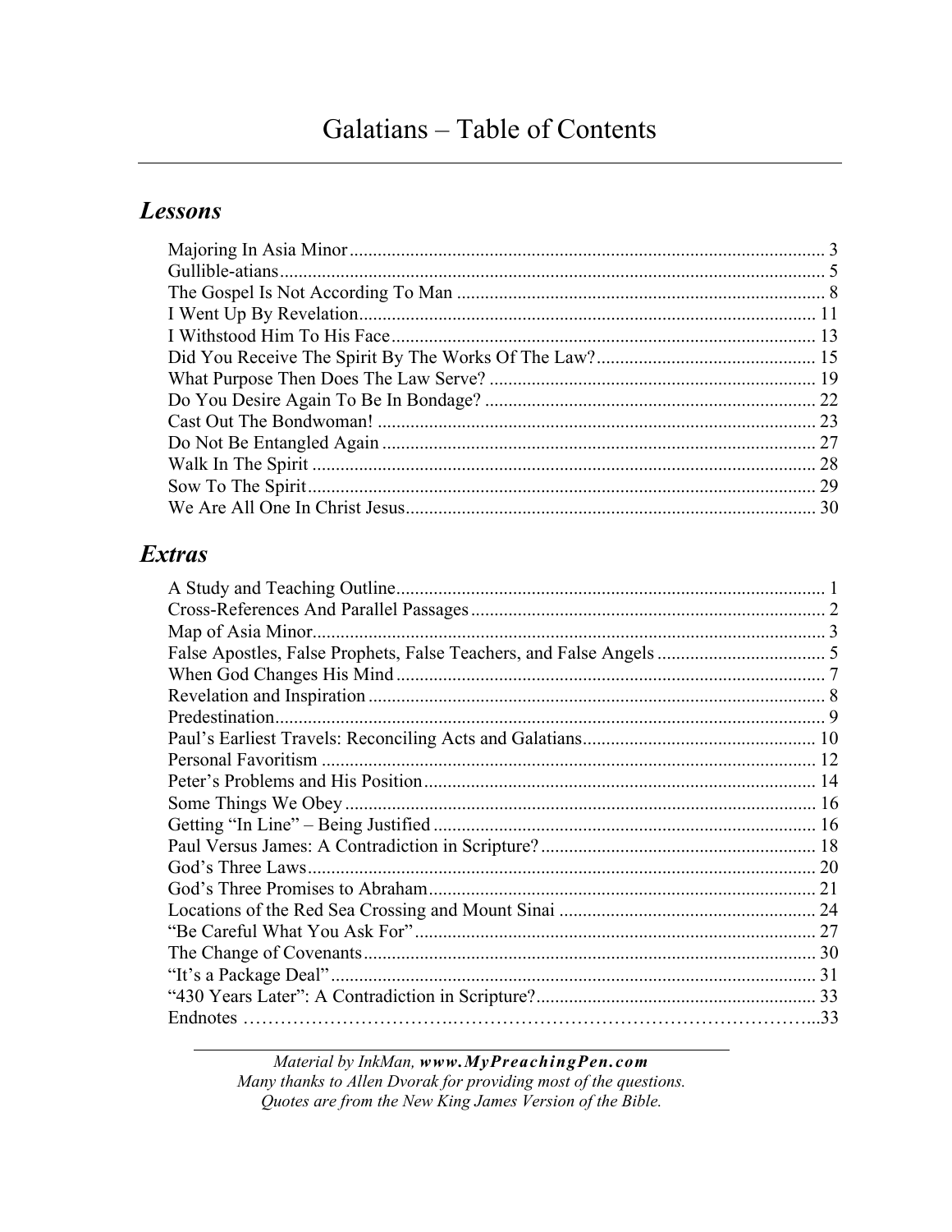# Galatians – Table of Contents

## Lessons

Majoring In Asia Minor ..... 3
Gullible-atians ..... 5
The Gospel Is Not According To Man ..... 8
I Went Up By Revelation ..... 11
I Withstood Him To His Face ..... 13
Did You Receive The Spirit By The Works Of The Law? ..... 15
What Purpose Then Does The Law Serve? ..... 19
Do You Desire Again To Be In Bondage? ..... 22
Cast Out The Bondwoman! ..... 23
Do Not Be Entangled Again ..... 27
Walk In The Spirit ..... 28
Sow To The Spirit ..... 29
We Are All One In Christ Jesus ..... 30

## Extras

A Study and Teaching Outline ..... 1
Cross-References And Parallel Passages ..... 2
Map of Asia Minor ..... 3
False Apostles, False Prophets, False Teachers, and False Angels ..... 5
When God Changes His Mind ..... 7
Revelation and Inspiration ..... 8
Predestination ..... 9
Paul's Earliest Travels: Reconciling Acts and Galatians ..... 10
Personal Favoritism ..... 12
Peter's Problems and His Position ..... 14
Some Things We Obey ..... 16
Getting "In Line" – Being Justified ..... 16
Paul Versus James: A Contradiction in Scripture? ..... 18
God's Three Laws ..... 20
God's Three Promises to Abraham ..... 21
Locations of the Red Sea Crossing and Mount Sinai ..... 24
"Be Careful What You Ask For" ..... 27
The Change of Covenants ..... 30
"It's a Package Deal" ..... 31
"430 Years Later": A Contradiction in Scripture? ..... 33
Endnotes ..... 33

---

*Material by InkMan, **www.MyPreachingPen.com***
*Many thanks to Allen Dvorak for providing most of the questions.*
*Quotes are from the New King James Version of the Bible.*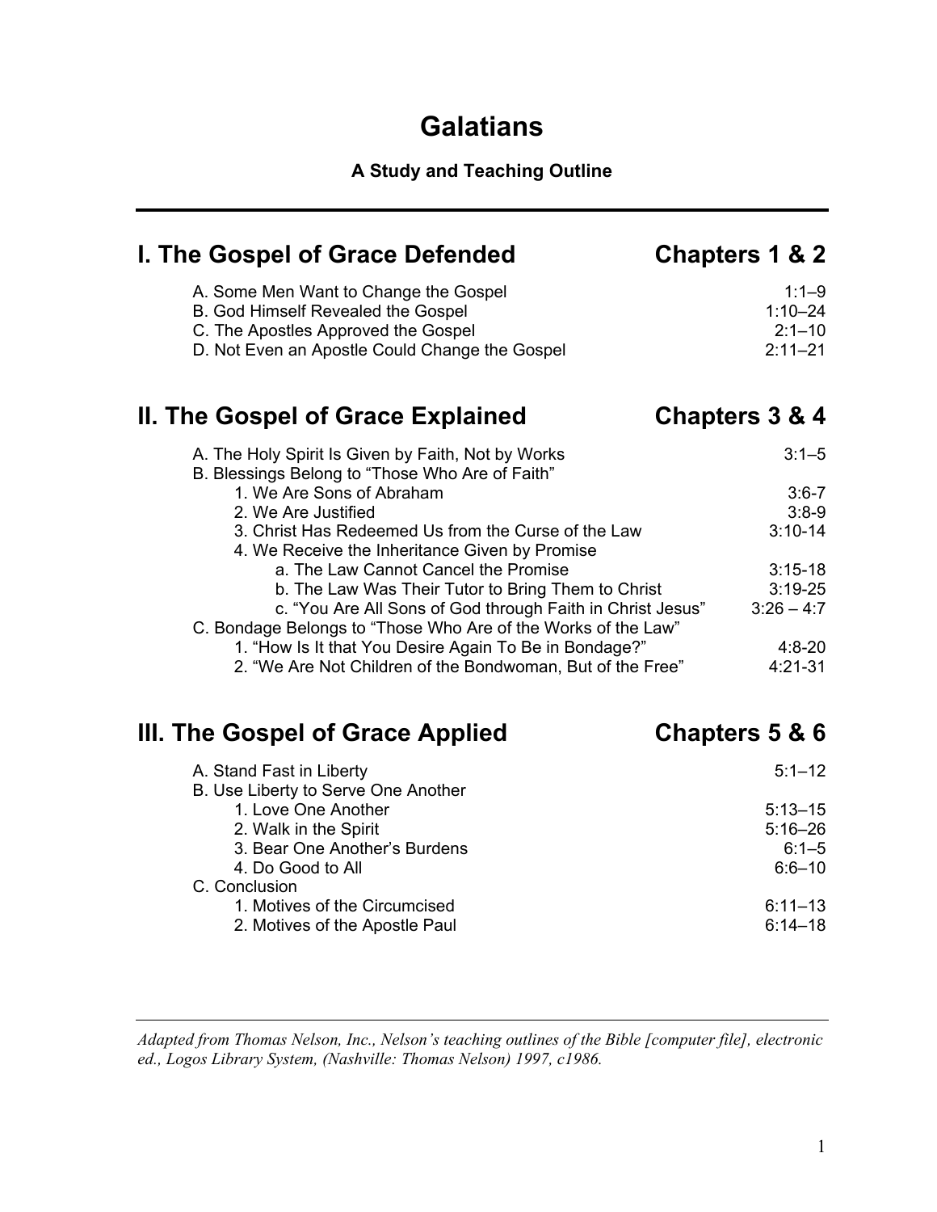# Galatians

**A Study and Teaching Outline**

---

## I. The Gospel of Grace Defended — Chapters 1 & 2

- A. Some Men Want to Change the Gospel — 1:1–9
- B. God Himself Revealed the Gospel — 1:10–24
- C. The Apostles Approved the Gospel — 2:1–10
- D. Not Even an Apostle Could Change the Gospel — 2:11–21

## II. The Gospel of Grace Explained — Chapters 3 & 4

- A. The Holy Spirit Is Given by Faith, Not by Works — 3:1–5
- B. Blessings Belong to "Those Who Are of Faith"
  - 1. We Are Sons of Abraham — 3:6-7
  - 2. We Are Justified — 3:8-9
  - 3. Christ Has Redeemed Us from the Curse of the Law — 3:10-14
  - 4. We Receive the Inheritance Given by Promise
    - a. The Law Cannot Cancel the Promise — 3:15-18
    - b. The Law Was Their Tutor to Bring Them to Christ — 3:19-25
    - c. "You Are All Sons of God through Faith in Christ Jesus" — 3:26 – 4:7
- C. Bondage Belongs to "Those Who Are of the Works of the Law"
  - 1. "How Is It that You Desire Again To Be in Bondage?" — 4:8-20
  - 2. "We Are Not Children of the Bondwoman, But of the Free" — 4:21-31

## III. The Gospel of Grace Applied — Chapters 5 & 6

- A. Stand Fast in Liberty — 5:1–12
- B. Use Liberty to Serve One Another
  - 1. Love One Another — 5:13–15
  - 2. Walk in the Spirit — 5:16–26
  - 3. Bear One Another's Burdens — 6:1–5
  - 4. Do Good to All — 6:6–10
- C. Conclusion
  - 1. Motives of the Circumcised — 6:11–13
  - 2. Motives of the Apostle Paul — 6:14–18

---

*Adapted from Thomas Nelson, Inc., Nelson's teaching outlines of the Bible [computer file], electronic ed., Logos Library System, (Nashville: Thomas Nelson) 1997, c1986.*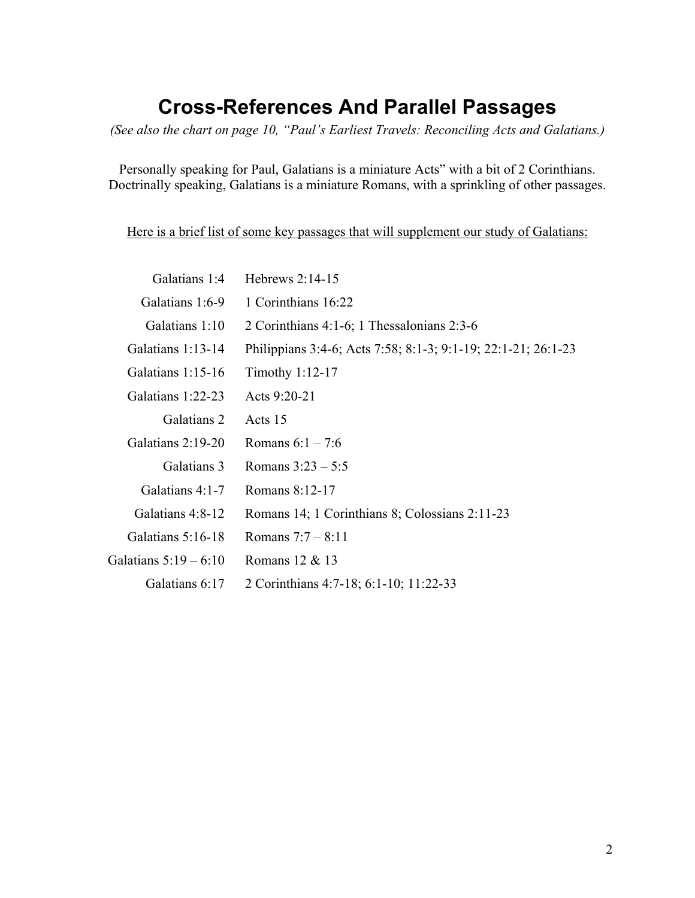# Cross-References And Parallel Passages

*(See also the chart on page 10, "Paul's Earliest Travels: Reconciling Acts and Galatians.)*

Personally speaking for Paul, Galatians is a miniature Acts" with a bit of 2 Corinthians. Doctrinally speaking, Galatians is a miniature Romans, with a sprinkling of other passages.

<u>Here is a brief list of some key passages that will supplement our study of Galatians:</u>

| | |
|---|---|
| Galatians 1:4 | Hebrews 2:14-15 |
| Galatians 1:6-9 | 1 Corinthians 16:22 |
| Galatians 1:10 | 2 Corinthians 4:1-6; 1 Thessalonians 2:3-6 |
| Galatians 1:13-14 | Philippians 3:4-6; Acts 7:58; 8:1-3; 9:1-19; 22:1-21; 26:1-23 |
| Galatians 1:15-16 | Timothy 1:12-17 |
| Galatians 1:22-23 | Acts 9:20-21 |
| Galatians 2 | Acts 15 |
| Galatians 2:19-20 | Romans 6:1 – 7:6 |
| Galatians 3 | Romans 3:23 – 5:5 |
| Galatians 4:1-7 | Romans 8:12-17 |
| Galatians 4:8-12 | Romans 14; 1 Corinthians 8; Colossians 2:11-23 |
| Galatians 5:16-18 | Romans 7:7 – 8:11 |
| Galatians 5:19 – 6:10 | Romans 12 & 13 |
| Galatians 6:17 | 2 Corinthians 4:7-18; 6:1-10; 11:22-33 |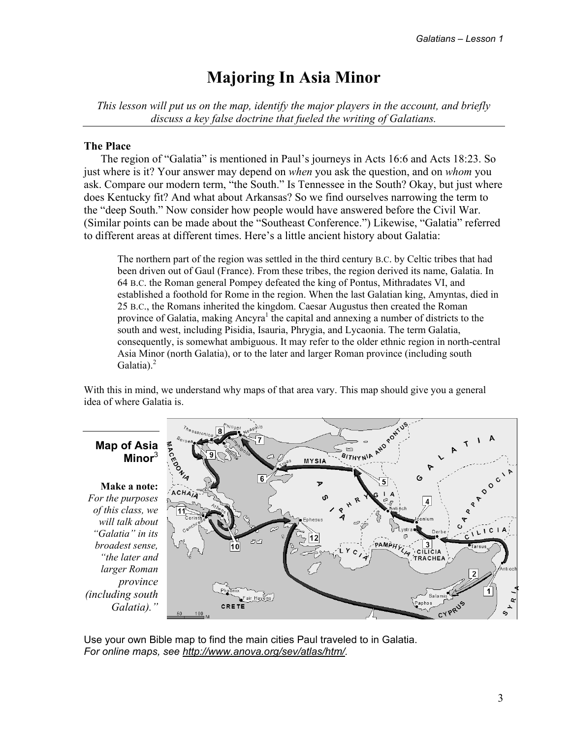# Majoring In Asia Minor

*This lesson will put us on the map, identify the major players in the account, and briefly discuss a key false doctrine that fueled the writing of Galatians.*

### The Place

The region of "Galatia" is mentioned in Paul's journeys in Acts 16:6 and Acts 18:23. So just where is it? Your answer may depend on *when* you ask the question, and on *whom* you ask. Compare our modern term, "the South." Is Tennessee in the South? Okay, but just where does Kentucky fit? And what about Arkansas? So we find ourselves narrowing the term to the "deep South." Now consider how people would have answered before the Civil War. (Similar points can be made about the "Southeast Conference.") Likewise, "Galatia" referred to different areas at different times. Here's a little ancient history about Galatia:

> The northern part of the region was settled in the third century B.C. by Celtic tribes that had been driven out of Gaul (France). From these tribes, the region derived its name, Galatia. In 64 B.C. the Roman general Pompey defeated the king of Pontus, Mithradates VI, and established a foothold for Rome in the region. When the last Galatian king, Amyntas, died in 25 B.C., the Romans inherited the kingdom. Caesar Augustus then created the Roman province of Galatia, making Ancyra[1] the capital and annexing a number of districts to the south and west, including Pisidia, Isauria, Phrygia, and Lycaonia. The term Galatia, consequently, is somewhat ambiguous. It may refer to the older ethnic region in north-central Asia Minor (north Galatia), or to the later and larger Roman province (including south Galatia).[2]

With this in mind, we understand why maps of that area vary. This map should give you a general idea of where Galatia is.

**Map of Asia Minor**[3]

**Make a note:** *For the purposes of this class, we will talk about "Galatia" in its broadest sense, "the later and larger Roman province (including south Galatia)."*

Use your own Bible map to find the main cities Paul traveled to in Galatia.
*For online maps, see http://www.anova.org/sev/atlas/htm/.*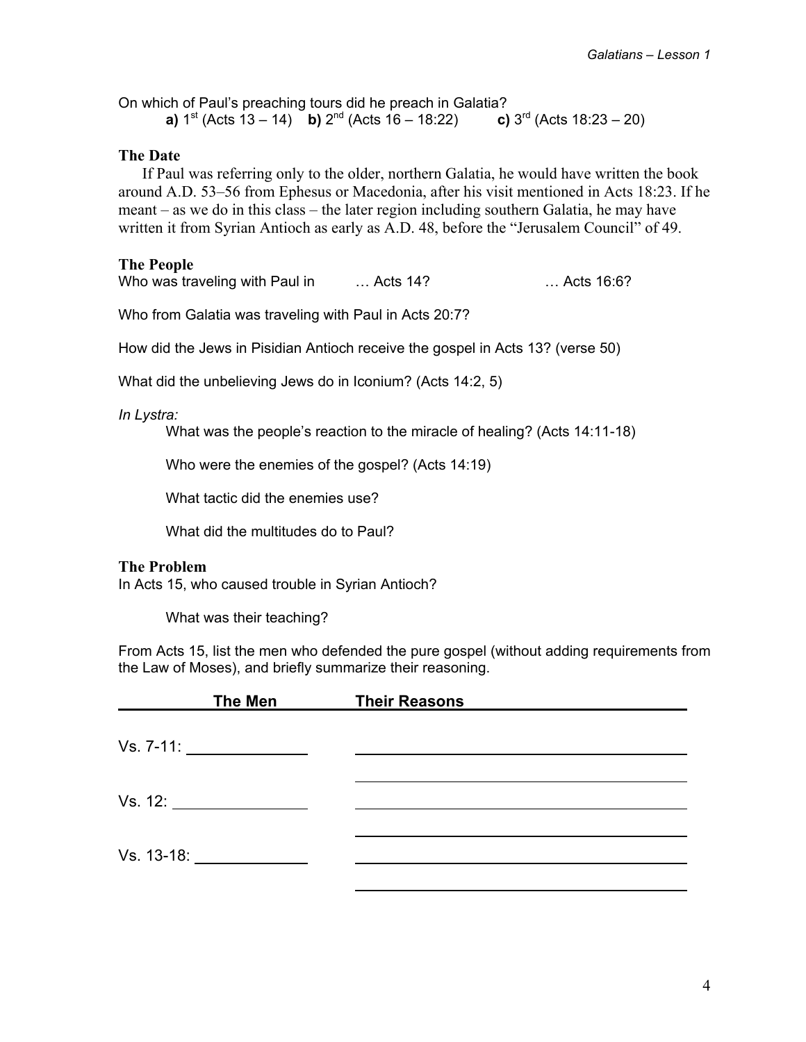On which of Paul's preaching tours did he preach in Galatia?

**a)** 1st (Acts 13 – 14) **b)** 2nd (Acts 16 – 18:22) **c)** 3rd (Acts 18:23 – 20)

## The Date

If Paul was referring only to the older, northern Galatia, he would have written the book around A.D. 53–56 from Ephesus or Macedonia, after his visit mentioned in Acts 18:23. If he meant – as we do in this class – the later region including southern Galatia, he may have written it from Syrian Antioch as early as A.D. 48, before the "Jerusalem Council" of 49.

## The People

Who was traveling with Paul in … Acts 14? … Acts 16:6?

Who from Galatia was traveling with Paul in Acts 20:7?

How did the Jews in Pisidian Antioch receive the gospel in Acts 13? (verse 50)

What did the unbelieving Jews do in Iconium? (Acts 14:2, 5)

*In Lystra:*

What was the people's reaction to the miracle of healing? (Acts 14:11-18)

Who were the enemies of the gospel? (Acts 14:19)

What tactic did the enemies use?

What did the multitudes do to Paul?

## The Problem

In Acts 15, who caused trouble in Syrian Antioch?

What was their teaching?

From Acts 15, list the men who defended the pure gospel (without adding requirements from the Law of Moses), and briefly summarize their reasoning.

| The Men | Their Reasons |
|---|---|
| Vs. 7-11: ______________ | ______________________________ |
| | ______________________________ |
| Vs. 12: ______________ | ______________________________ |
| | ______________________________ |
| Vs. 13-18: ______________ | ______________________________ |
| | ______________________________ |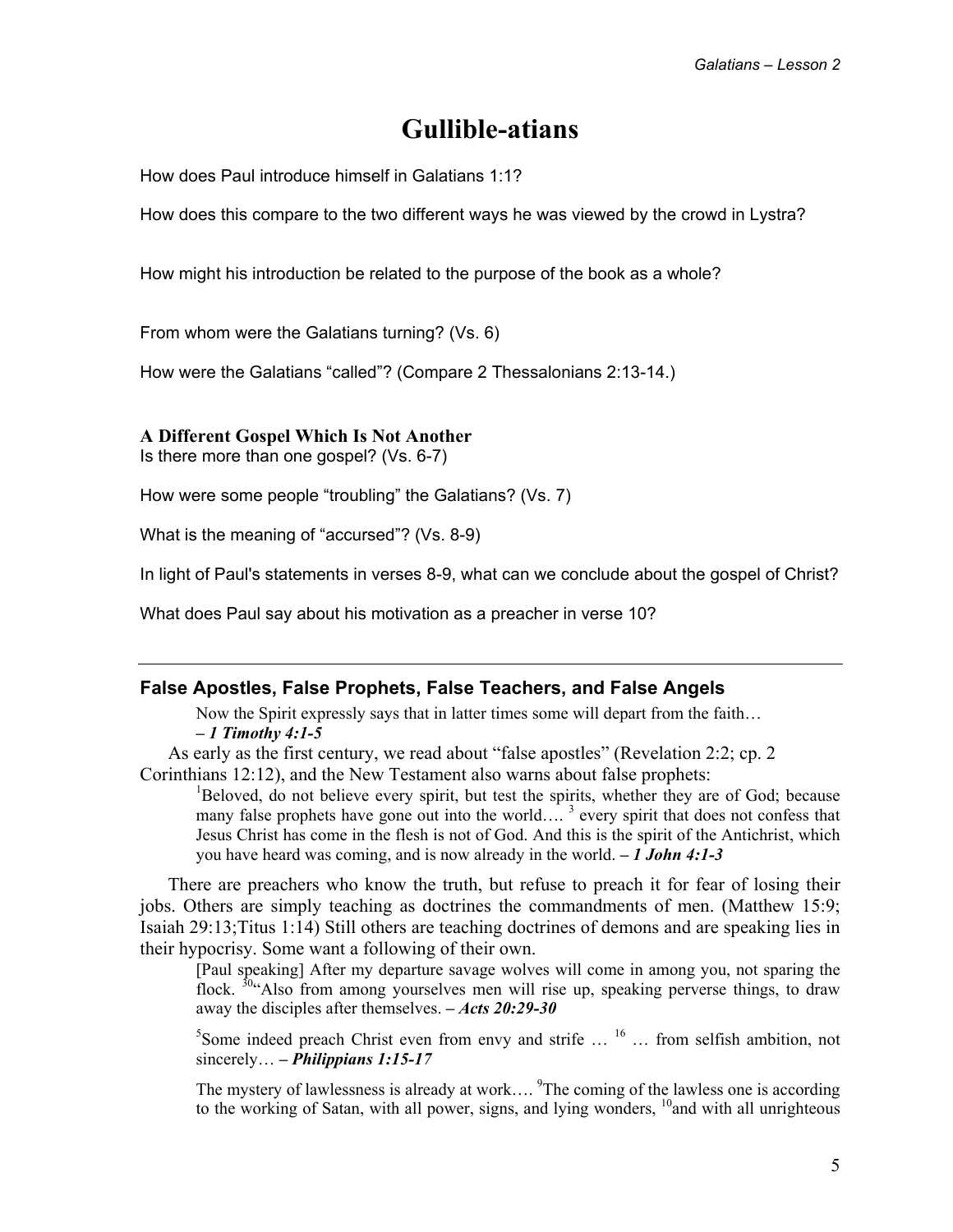# Gullible-atians

How does Paul introduce himself in Galatians 1:1?

How does this compare to the two different ways he was viewed by the crowd in Lystra?

How might his introduction be related to the purpose of the book as a whole?

From whom were the Galatians turning? (Vs. 6)

How were the Galatians "called"? (Compare 2 Thessalonians 2:13-14.)

**A Different Gospel Which Is Not Another**

Is there more than one gospel? (Vs. 6-7)

How were some people "troubling" the Galatians? (Vs. 7)

What is the meaning of "accursed"? (Vs. 8-9)

In light of Paul's statements in verses 8-9, what can we conclude about the gospel of Christ?

What does Paul say about his motivation as a preacher in verse 10?

---

## False Apostles, False Prophets, False Teachers, and False Angels

> Now the Spirit expressly says that in latter times some will depart from the faith…
> ***– 1 Timothy 4:1-5***

As early as the first century, we read about "false apostles" (Revelation 2:2; cp. 2 Corinthians 12:12), and the New Testament also warns about false prophets:

> [1]Beloved, do not believe every spirit, but test the spirits, whether they are of God; because many false prophets have gone out into the world…. [3] every spirit that does not confess that Jesus Christ has come in the flesh is not of God. And this is the spirit of the Antichrist, which you have heard was coming, and is now already in the world. ***– 1 John 4:1-3***

There are preachers who know the truth, but refuse to preach it for fear of losing their jobs. Others are simply teaching as doctrines the commandments of men. (Matthew 15:9; Isaiah 29:13;Titus 1:14) Still others are teaching doctrines of demons and are speaking lies in their hypocrisy. Some want a following of their own.

> [Paul speaking] After my departure savage wolves will come in among you, not sparing the flock. [30]"Also from among yourselves men will rise up, speaking perverse things, to draw away the disciples after themselves. ***– Acts 20:29-30***

> [5]Some indeed preach Christ even from envy and strife … [16] … from selfish ambition, not sincerely… ***– Philippians 1:15-17***

> The mystery of lawlessness is already at work…. [9]The coming of the lawless one is according to the working of Satan, with all power, signs, and lying wonders, [10]and with all unrighteous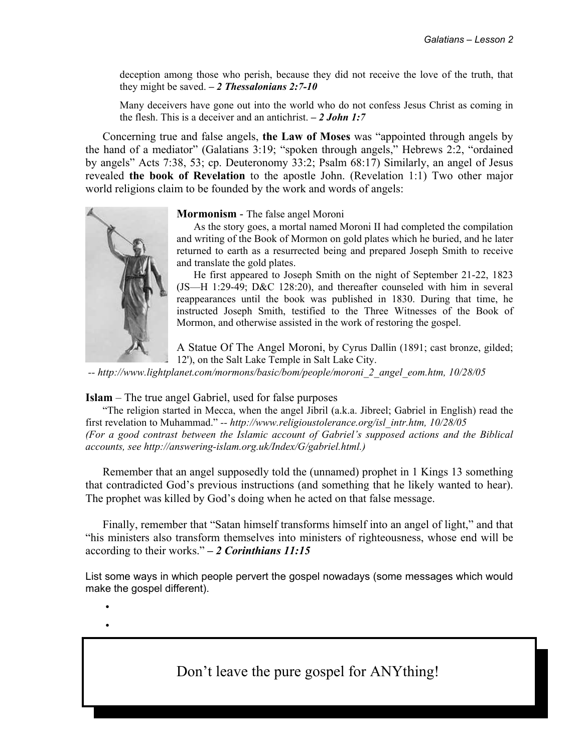> deception among those who perish, because they did not receive the love of the truth, that they might be saved. *– 2 Thessalonians 2:7-10*

> Many deceivers have gone out into the world who do not confess Jesus Christ as coming in the flesh. This is a deceiver and an antichrist. *– 2 John 1:7*

Concerning true and false angels, **the Law of Moses** was "appointed through angels by the hand of a mediator" (Galatians 3:19; "spoken through angels," Hebrews 2:2, "ordained by angels" Acts 7:38, 53; cp. Deuteronomy 33:2; Psalm 68:17) Similarly, an angel of Jesus revealed **the book of Revelation** to the apostle John. (Revelation 1:1) Two other major world religions claim to be founded by the work and words of angels:

**Mormonism** - The false angel Moroni

As the story goes, a mortal named Moroni II had completed the compilation and writing of the Book of Mormon on gold plates which he buried, and he later returned to earth as a resurrected being and prepared Joseph Smith to receive and translate the gold plates.

He first appeared to Joseph Smith on the night of September 21-22, 1823 (JS—H 1:29-49; D&C 128:20), and thereafter counseled with him in several reappearances until the book was published in 1830. During that time, he instructed Joseph Smith, testified to the Three Witnesses of the Book of Mormon, and otherwise assisted in the work of restoring the gospel.

A Statue Of The Angel Moroni, by Cyrus Dallin (1891; cast bronze, gilded; 12'), on the Salt Lake Temple in Salt Lake City.

*-- http://www.lightplanet.com/mormons/basic/bom/people/moroni_2_angel_eom.htm, 10/28/05*

**Islam** – The true angel Gabriel, used for false purposes

"The religion started in Mecca, when the angel Jibril (a.k.a. Jibreel; Gabriel in English) read the first revelation to Muhammad." *-- http://www.religioustolerance.org/isl_intr.htm, 10/28/05*
*(For a good contrast between the Islamic account of Gabriel's supposed actions and the Biblical accounts, see http://answering-islam.org.uk/Index/G/gabriel.html.)*

Remember that an angel supposedly told the (unnamed) prophet in 1 Kings 13 something that contradicted God's previous instructions (and something that he likely wanted to hear). The prophet was killed by God's doing when he acted on that false message.

Finally, remember that "Satan himself transforms himself into an angel of light," and that "his ministers also transform themselves into ministers of righteousness, whose end will be according to their works." ***– 2 Corinthians 11:15***

List some ways in which people pervert the gospel nowadays (some messages which would make the gospel different).

- 
- 

Don't leave the pure gospel for ANYthing!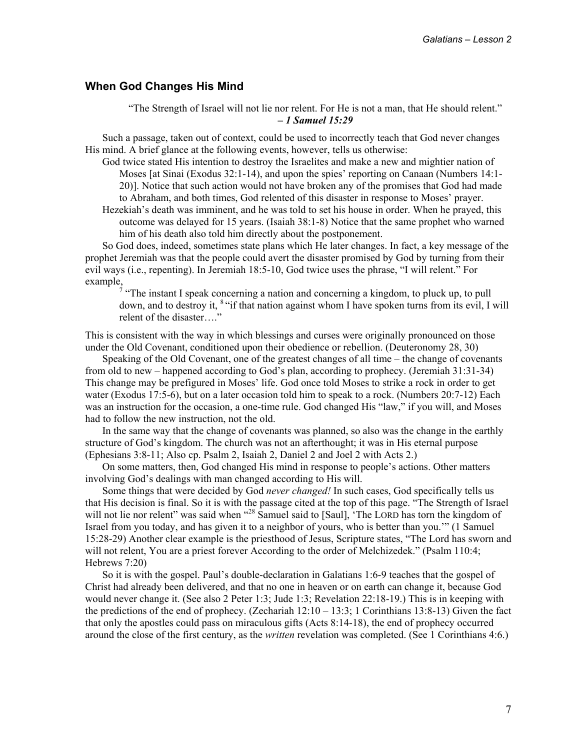## When God Changes His Mind

> "The Strength of Israel will not lie nor relent. For He is not a man, that He should relent."
> ***– 1 Samuel 15:29***

Such a passage, taken out of context, could be used to incorrectly teach that God never changes His mind. A brief glance at the following events, however, tells us otherwise:

- God twice stated His intention to destroy the Israelites and make a new and mightier nation of Moses [at Sinai (Exodus 32:1-14), and upon the spies' reporting on Canaan (Numbers 14:1-20)]. Notice that such action would not have broken any of the promises that God had made to Abraham, and both times, God relented of this disaster in response to Moses' prayer.
- Hezekiah's death was imminent, and he was told to set his house in order. When he prayed, this outcome was delayed for 15 years. (Isaiah 38:1-8) Notice that the same prophet who warned him of his death also told him directly about the postponement.

So God does, indeed, sometimes state plans which He later changes. In fact, a key message of the prophet Jeremiah was that the people could avert the disaster promised by God by turning from their evil ways (i.e., repenting). In Jeremiah 18:5-10, God twice uses the phrase, "I will relent." For example,

> [7] "The instant I speak concerning a nation and concerning a kingdom, to pluck up, to pull down, and to destroy it, [8] "if that nation against whom I have spoken turns from its evil, I will relent of the disaster…."

This is consistent with the way in which blessings and curses were originally pronounced on those under the Old Covenant, conditioned upon their obedience or rebellion. (Deuteronomy 28, 30)

Speaking of the Old Covenant, one of the greatest changes of all time – the change of covenants from old to new – happened according to God's plan, according to prophecy. (Jeremiah 31:31-34) This change may be prefigured in Moses' life. God once told Moses to strike a rock in order to get water (Exodus 17:5-6), but on a later occasion told him to speak to a rock. (Numbers 20:7-12) Each was an instruction for the occasion, a one-time rule. God changed His "law," if you will, and Moses had to follow the new instruction, not the old.

In the same way that the change of covenants was planned, so also was the change in the earthly structure of God's kingdom. The church was not an afterthought; it was in His eternal purpose (Ephesians 3:8-11; Also cp. Psalm 2, Isaiah 2, Daniel 2 and Joel 2 with Acts 2.)

On some matters, then, God changed His mind in response to people's actions. Other matters involving God's dealings with man changed according to His will.

Some things that were decided by God *never changed!* In such cases, God specifically tells us that His decision is final. So it is with the passage cited at the top of this page. "The Strength of Israel will not lie nor relent" was said when "[28] Samuel said to [Saul], 'The LORD has torn the kingdom of Israel from you today, and has given it to a neighbor of yours, who is better than you.'" (1 Samuel 15:28-29) Another clear example is the priesthood of Jesus, Scripture states, "The Lord has sworn and will not relent, You are a priest forever According to the order of Melchizedek." (Psalm 110:4; Hebrews 7:20)

So it is with the gospel. Paul's double-declaration in Galatians 1:6-9 teaches that the gospel of Christ had already been delivered, and that no one in heaven or on earth can change it, because God would never change it. (See also 2 Peter 1:3; Jude 1:3; Revelation 22:18-19.) This is in keeping with the predictions of the end of prophecy. (Zechariah 12:10 – 13:3; 1 Corinthians 13:8-13) Given the fact that only the apostles could pass on miraculous gifts (Acts 8:14-18), the end of prophecy occurred around the close of the first century, as the *written* revelation was completed. (See 1 Corinthians 4:6.)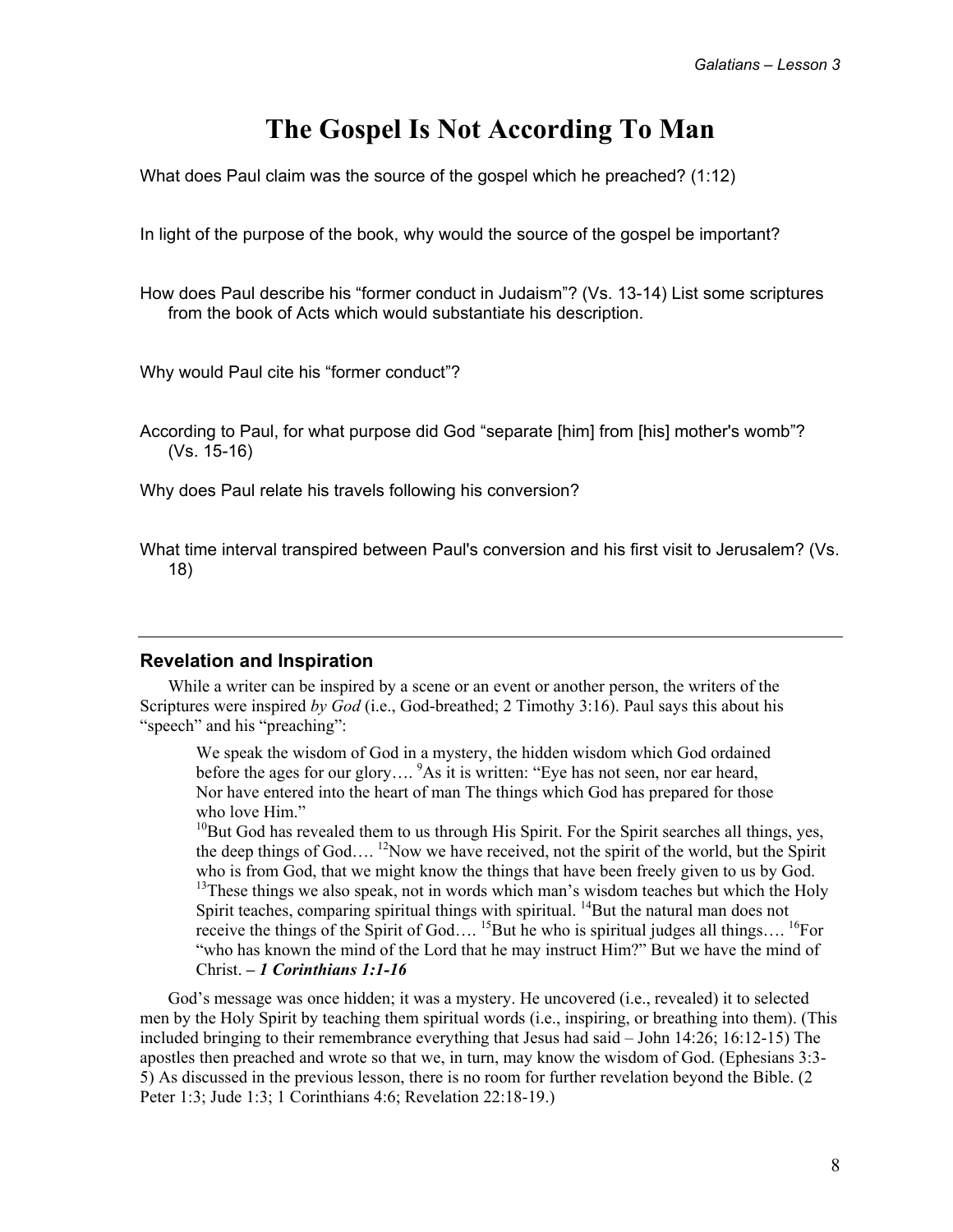# The Gospel Is Not According To Man

What does Paul claim was the source of the gospel which he preached? (1:12)

In light of the purpose of the book, why would the source of the gospel be important?

How does Paul describe his "former conduct in Judaism"? (Vs. 13-14) List some scriptures from the book of Acts which would substantiate his description.

Why would Paul cite his "former conduct"?

According to Paul, for what purpose did God "separate [him] from [his] mother's womb"? (Vs. 15-16)

Why does Paul relate his travels following his conversion?

What time interval transpired between Paul's conversion and his first visit to Jerusalem? (Vs. 18)

---

### Revelation and Inspiration

While a writer can be inspired by a scene or an event or another person, the writers of the Scriptures were inspired *by God* (i.e., God-breathed; 2 Timothy 3:16). Paul says this about his "speech" and his "preaching":

> We speak the wisdom of God in a mystery, the hidden wisdom which God ordained before the ages for our glory…. [9]As it is written: "Eye has not seen, nor ear heard, Nor have entered into the heart of man The things which God has prepared for those who love Him."
> [10]But God has revealed them to us through His Spirit. For the Spirit searches all things, yes, the deep things of God…. [12]Now we have received, not the spirit of the world, but the Spirit who is from God, that we might know the things that have been freely given to us by God. [13]These things we also speak, not in words which man's wisdom teaches but which the Holy Spirit teaches, comparing spiritual things with spiritual. [14]But the natural man does not receive the things of the Spirit of God…. [15]But he who is spiritual judges all things…. [16]For "who has known the mind of the Lord that he may instruct Him?" But we have the mind of Christ. **– *1 Corinthians 1:1-16***

God's message was once hidden; it was a mystery. He uncovered (i.e., revealed) it to selected men by the Holy Spirit by teaching them spiritual words (i.e., inspiring, or breathing into them). (This included bringing to their remembrance everything that Jesus had said – John 14:26; 16:12-15) The apostles then preached and wrote so that we, in turn, may know the wisdom of God. (Ephesians 3:3-5) As discussed in the previous lesson, there is no room for further revelation beyond the Bible. (2 Peter 1:3; Jude 1:3; 1 Corinthians 4:6; Revelation 22:18-19.)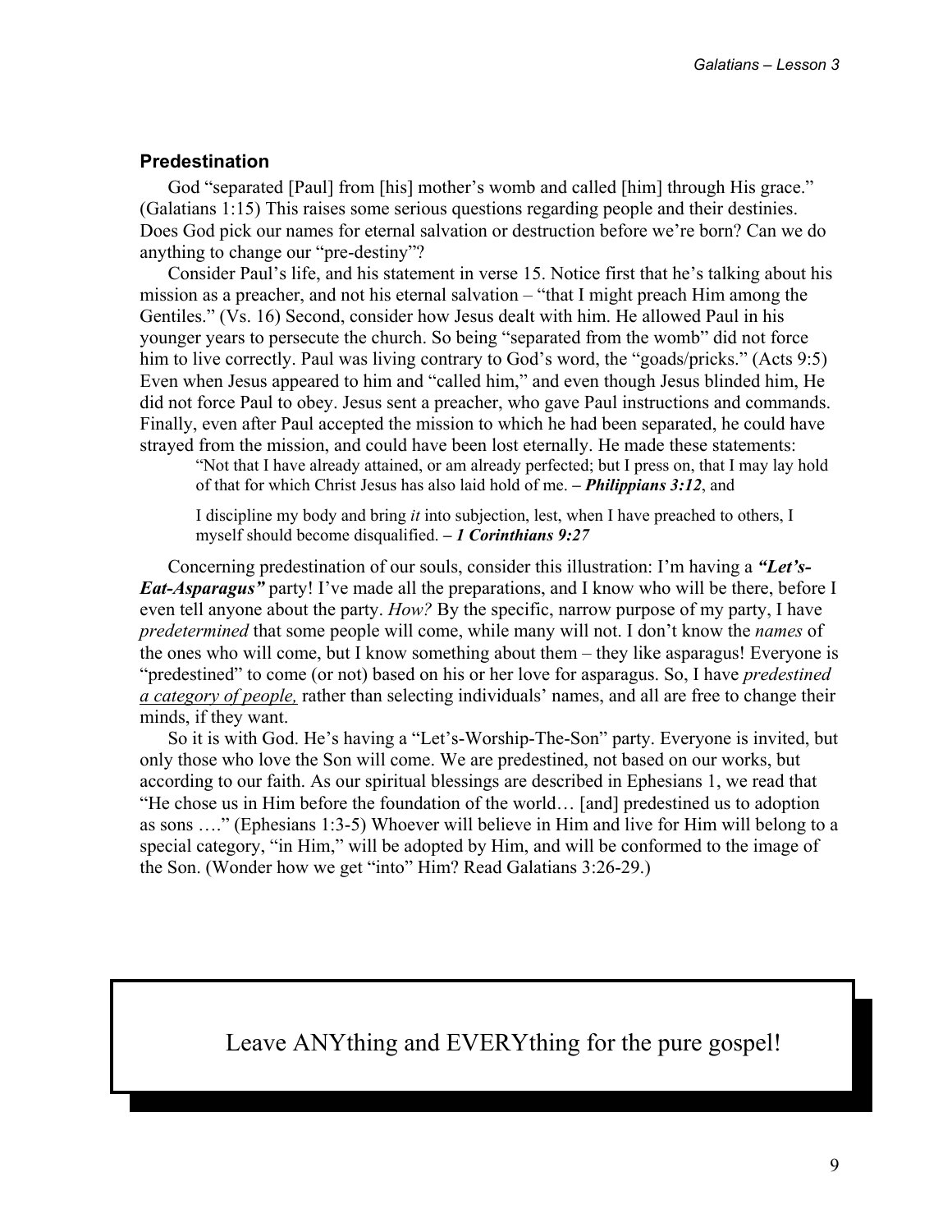## Predestination

God "separated [Paul] from [his] mother's womb and called [him] through His grace." (Galatians 1:15) This raises some serious questions regarding people and their destinies. Does God pick our names for eternal salvation or destruction before we're born? Can we do anything to change our "pre-destiny"?

Consider Paul's life, and his statement in verse 15. Notice first that he's talking about his mission as a preacher, and not his eternal salvation – "that I might preach Him among the Gentiles." (Vs. 16) Second, consider how Jesus dealt with him. He allowed Paul in his younger years to persecute the church. So being "separated from the womb" did not force him to live correctly. Paul was living contrary to God's word, the "goads/pricks." (Acts 9:5) Even when Jesus appeared to him and "called him," and even though Jesus blinded him, He did not force Paul to obey. Jesus sent a preacher, who gave Paul instructions and commands. Finally, even after Paul accepted the mission to which he had been separated, he could have strayed from the mission, and could have been lost eternally. He made these statements:

> "Not that I have already attained, or am already perfected; but I press on, that I may lay hold of that for which Christ Jesus has also laid hold of me. **– *Philippians 3:12***, and
>
> I discipline my body and bring *it* into subjection, lest, when I have preached to others, I myself should become disqualified. **– *1 Corinthians 9:27***

Concerning predestination of our souls, consider this illustration: I'm having a ***"Let's-Eat-Asparagus"*** party! I've made all the preparations, and I know who will be there, before I even tell anyone about the party. *How?* By the specific, narrow purpose of my party, I have *predetermined* that some people will come, while many will not. I don't know the *names* of the ones who will come, but I know something about them – they like asparagus! Everyone is "predestined" to come (or not) based on his or her love for asparagus. So, I have *predestined <u>a category of people,</u>* rather than selecting individuals' names, and all are free to change their minds, if they want.

So it is with God. He's having a "Let's-Worship-The-Son" party. Everyone is invited, but only those who love the Son will come. We are predestined, not based on our works, but according to our faith. As our spiritual blessings are described in Ephesians 1, we read that "He chose us in Him before the foundation of the world… [and] predestined us to adoption as sons …." (Ephesians 1:3-5) Whoever will believe in Him and live for Him will belong to a special category, "in Him," will be adopted by Him, and will be conformed to the image of the Son. (Wonder how we get "into" Him? Read Galatians 3:26-29.)

> Leave ANYthing and EVERYthing for the pure gospel!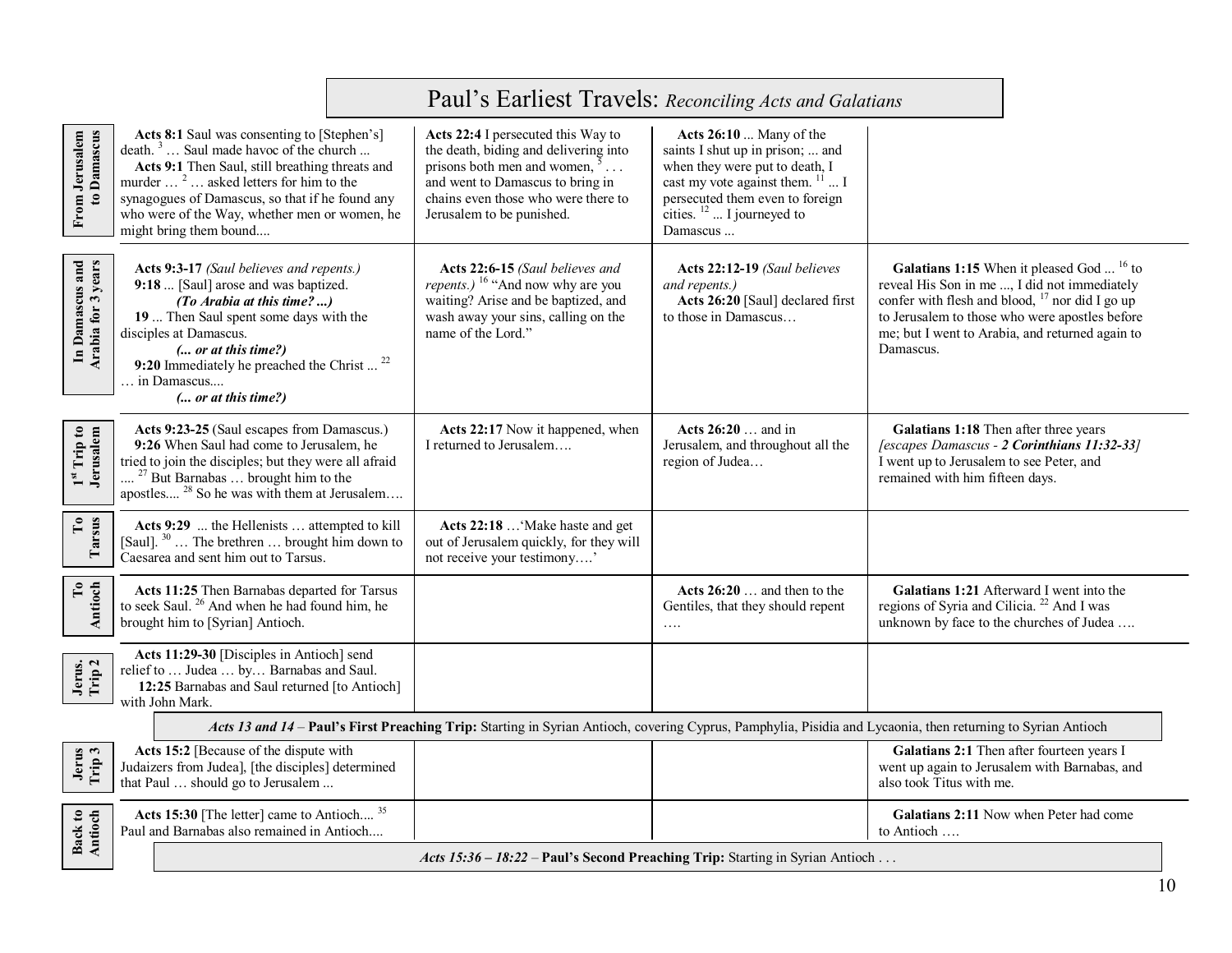# Paul's Earliest Travels: *Reconciling Acts and Galatians*

| | | | | |
|---|---|---|---|---|
| **From Jerusalem to Damascus** | **Acts 8:1** Saul was consenting to [Stephen's] death. [3] … Saul made havoc of the church ... **Acts 9:1** Then Saul, still breathing threats and murder … [2] … asked letters for him to the synagogues of Damascus, so that if he found any who were of the Way, whether men or women, he might bring them bound.... | **Acts 22:4** I persecuted this Way to the death, biding and delivering into prisons both men and women, [5] . . . and went to Damascus to bring in chains even those who were there to Jerusalem to be punished. | **Acts 26:10** ... Many of the saints I shut up in prison; ... and when they were put to death, I cast my vote against them. [11] ... I persecuted them even to foreign cities. [12] ... I journeyed to Damascus ... | |
| **In Damascus and Arabia for 3 years** | **Acts 9:3-17** *(Saul believes and repents.)* **9:18** ... [Saul] arose and was baptized. ***(To Arabia at this time? ...)*** **19** ... Then Saul spent some days with the disciples at Damascus. ***(... or at this time?)*** **9:20** Immediately he preached the Christ ... [22] … in Damascus.... ***(... or at this time?)*** | **Acts 22:6-15** *(Saul believes and repents.)* [16] "And now why are you waiting? Arise and be baptized, and wash away your sins, calling on the name of the Lord." | **Acts 22:12-19** *(Saul believes and repents.)* **Acts 26:20** [Saul] declared first to those in Damascus… | **Galatians 1:15** When it pleased God ... [16] to reveal His Son in me ..., I did not immediately confer with flesh and blood, [17] nor did I go up to Jerusalem to those who were apostles before me; but I went to Arabia, and returned again to Damascus. |
| **1st Trip to Jerusalem** | **Acts 9:23-25** (Saul escapes from Damascus.) **9:26** When Saul had come to Jerusalem, he tried to join the disciples; but they were all afraid .... [27] But Barnabas … brought him to the apostles.... [28] So he was with them at Jerusalem…. | **Acts 22:17** Now it happened, when I returned to Jerusalem…. | **Acts 26:20** … and in Jerusalem, and throughout all the region of Judea… | **Galatians 1:18** Then after three years *[escapes Damascus - **2 Corinthians 11:32-33**]* I went up to Jerusalem to see Peter, and remained with him fifteen days. |
| **To Tarsus** | **Acts 9:29** ... the Hellenists … attempted to kill [Saul]. [30] … The brethren … brought him down to Caesarea and sent him out to Tarsus. | **Acts 22:18** …'Make haste and get out of Jerusalem quickly, for they will not receive your testimony….' | | |
| **To Antioch** | **Acts 11:25** Then Barnabas departed for Tarsus to seek Saul. [26] And when he had found him, he brought him to [Syrian] Antioch. | | **Acts 26:20** … and then to the Gentiles, that they should repent …. | **Galatians 1:21** Afterward I went into the regions of Syria and Cilicia. [22] And I was unknown by face to the churches of Judea …. |
| **Jerus. Trip 2** | **Acts 11:29-30** [Disciples in Antioch] send relief to … Judea … by… Barnabas and Saul. **12:25** Barnabas and Saul returned [to Antioch] with John Mark. | | | |
| | ***Acts 13 and 14*** – **Paul's First Preaching Trip:** Starting in Syrian Antioch, covering Cyprus, Pamphylia, Pisidia and Lycaonia, then returning to Syrian Antioch | | | |
| **Jerus Trip 3** | **Acts 15:2** [Because of the dispute with Judaizers from Judea], [the disciples] determined that Paul … should go to Jerusalem ... | | | **Galatians 2:1** Then after fourteen years I went up again to Jerusalem with Barnabas, and also took Titus with me. |
| **Back to Antioch** | **Acts 15:30** [The letter] came to Antioch.... [35] Paul and Barnabas also remained in Antioch.... | | | **Galatians 2:11** Now when Peter had come to Antioch …. |
| | ***Acts 15:36 – 18:22*** – **Paul's Second Preaching Trip:** Starting in Syrian Antioch . . . | | | |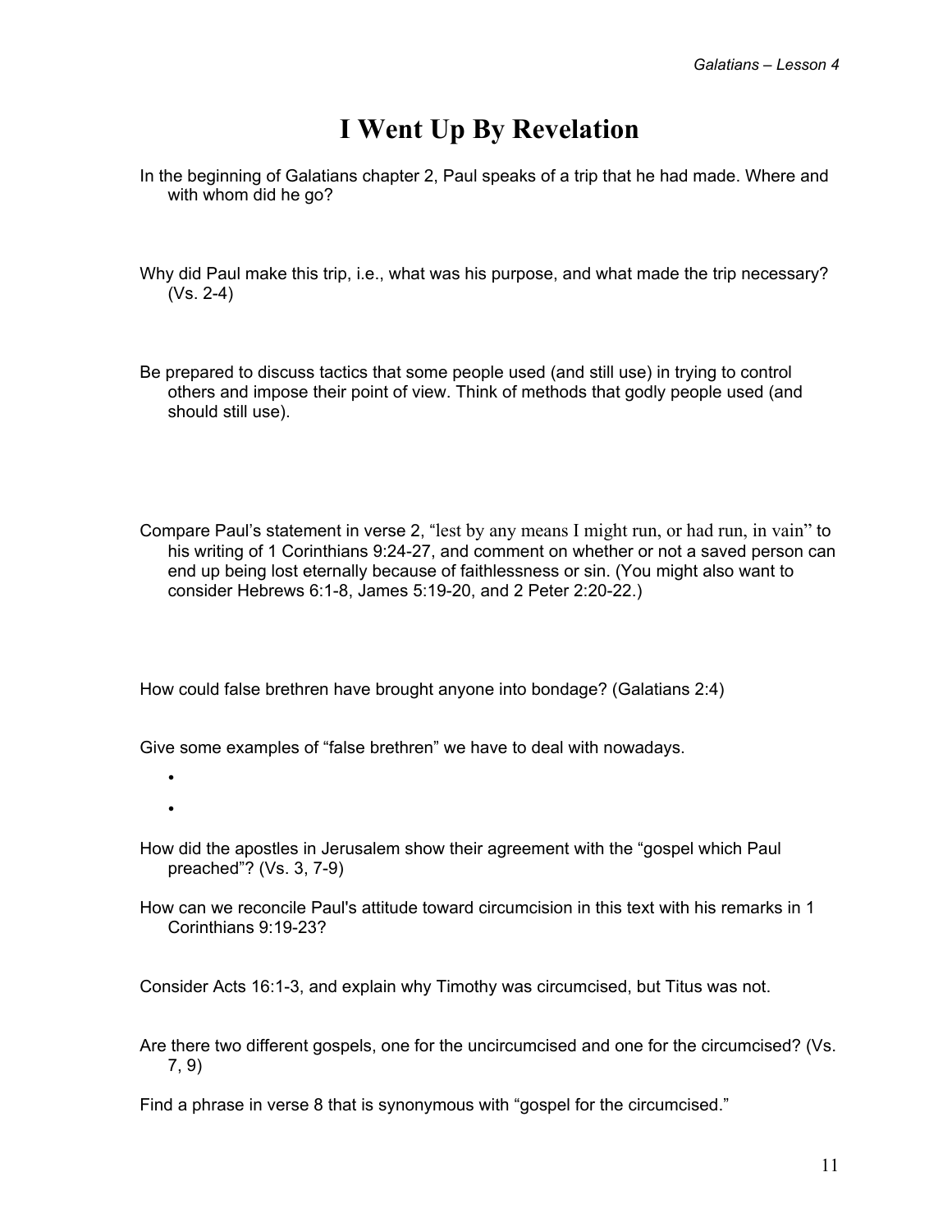# I Went Up By Revelation

In the beginning of Galatians chapter 2, Paul speaks of a trip that he had made. Where and with whom did he go?

Why did Paul make this trip, i.e., what was his purpose, and what made the trip necessary? (Vs. 2-4)

Be prepared to discuss tactics that some people used (and still use) in trying to control others and impose their point of view. Think of methods that godly people used (and should still use).

Compare Paul's statement in verse 2, "lest by any means I might run, or had run, in vain" to his writing of 1 Corinthians 9:24-27, and comment on whether or not a saved person can end up being lost eternally because of faithlessness or sin. (You might also want to consider Hebrews 6:1-8, James 5:19-20, and 2 Peter 2:20-22.)

How could false brethren have brought anyone into bondage? (Galatians 2:4)

Give some examples of "false brethren" we have to deal with nowadays.

- 
- 

How did the apostles in Jerusalem show their agreement with the "gospel which Paul preached"? (Vs. 3, 7-9)

How can we reconcile Paul's attitude toward circumcision in this text with his remarks in 1 Corinthians 9:19-23?

Consider Acts 16:1-3, and explain why Timothy was circumcised, but Titus was not.

Are there two different gospels, one for the uncircumcised and one for the circumcised? (Vs. 7, 9)

Find a phrase in verse 8 that is synonymous with "gospel for the circumcised."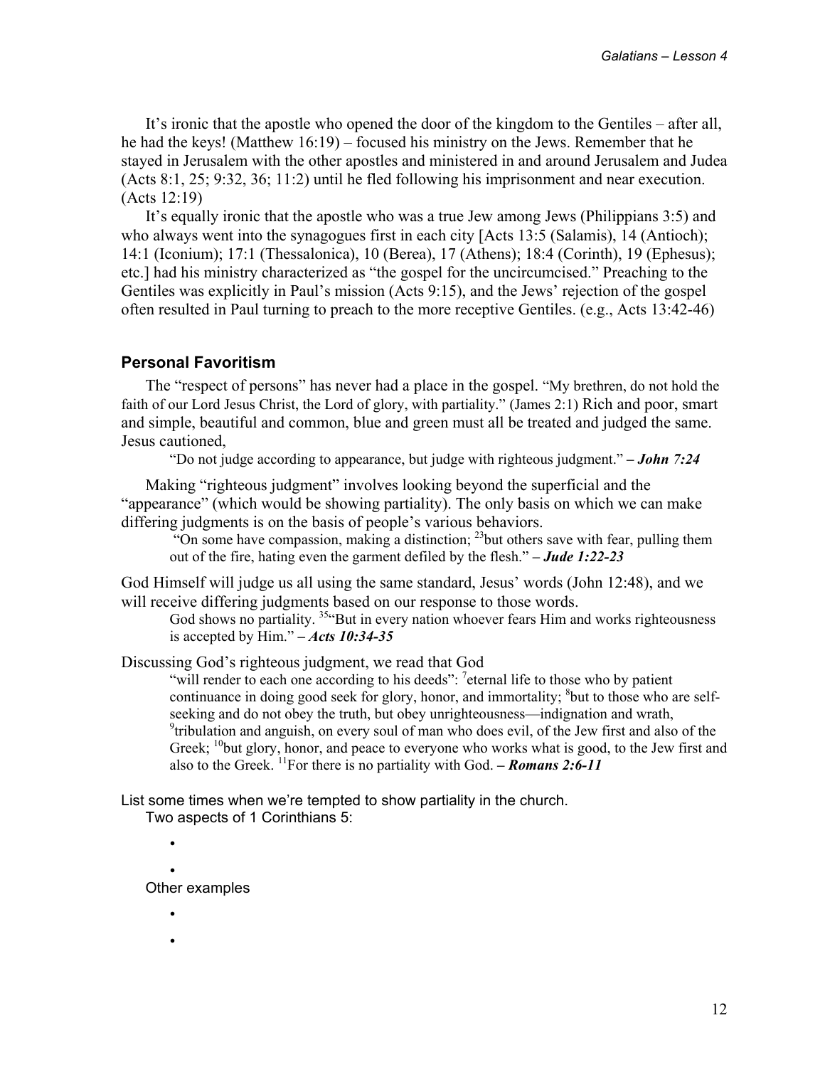It's ironic that the apostle who opened the door of the kingdom to the Gentiles – after all, he had the keys! (Matthew 16:19) – focused his ministry on the Jews. Remember that he stayed in Jerusalem with the other apostles and ministered in and around Jerusalem and Judea (Acts 8:1, 25; 9:32, 36; 11:2) until he fled following his imprisonment and near execution. (Acts 12:19)

It's equally ironic that the apostle who was a true Jew among Jews (Philippians 3:5) and who always went into the synagogues first in each city [Acts 13:5 (Salamis), 14 (Antioch); 14:1 (Iconium); 17:1 (Thessalonica), 10 (Berea), 17 (Athens); 18:4 (Corinth), 19 (Ephesus); etc.] had his ministry characterized as "the gospel for the uncircumcised." Preaching to the Gentiles was explicitly in Paul's mission (Acts 9:15), and the Jews' rejection of the gospel often resulted in Paul turning to preach to the more receptive Gentiles. (e.g., Acts 13:42-46)

## Personal Favoritism

The "respect of persons" has never had a place in the gospel. "My brethren, do not hold the faith of our Lord Jesus Christ, the Lord of glory, with partiality." (James 2:1) Rich and poor, smart and simple, beautiful and common, blue and green must all be treated and judged the same. Jesus cautioned,

> "Do not judge according to appearance, but judge with righteous judgment." – ***John 7:24***

Making "righteous judgment" involves looking beyond the superficial and the "appearance" (which would be showing partiality). The only basis on which we can make differing judgments is on the basis of people's various behaviors.

> "On some have compassion, making a distinction; [23]but others save with fear, pulling them out of the fire, hating even the garment defiled by the flesh." – ***Jude 1:22-23***

God Himself will judge us all using the same standard, Jesus' words (John 12:48), and we will receive differing judgments based on our response to those words.

> God shows no partiality. [35]"But in every nation whoever fears Him and works righteousness is accepted by Him." – ***Acts 10:34-35***

Discussing God's righteous judgment, we read that God

> "will render to each one according to his deeds": [7]eternal life to those who by patient continuance in doing good seek for glory, honor, and immortality; [8]but to those who are self-seeking and do not obey the truth, but obey unrighteousness—indignation and wrath, [9]tribulation and anguish, on every soul of man who does evil, of the Jew first and also of the Greek; [10]but glory, honor, and peace to everyone who works what is good, to the Jew first and also to the Greek. [11]For there is no partiality with God. – ***Romans 2:6-11***

List some times when we're tempted to show partiality in the church.

Two aspects of 1 Corinthians 5:

- 
- 

Other examples

- 
-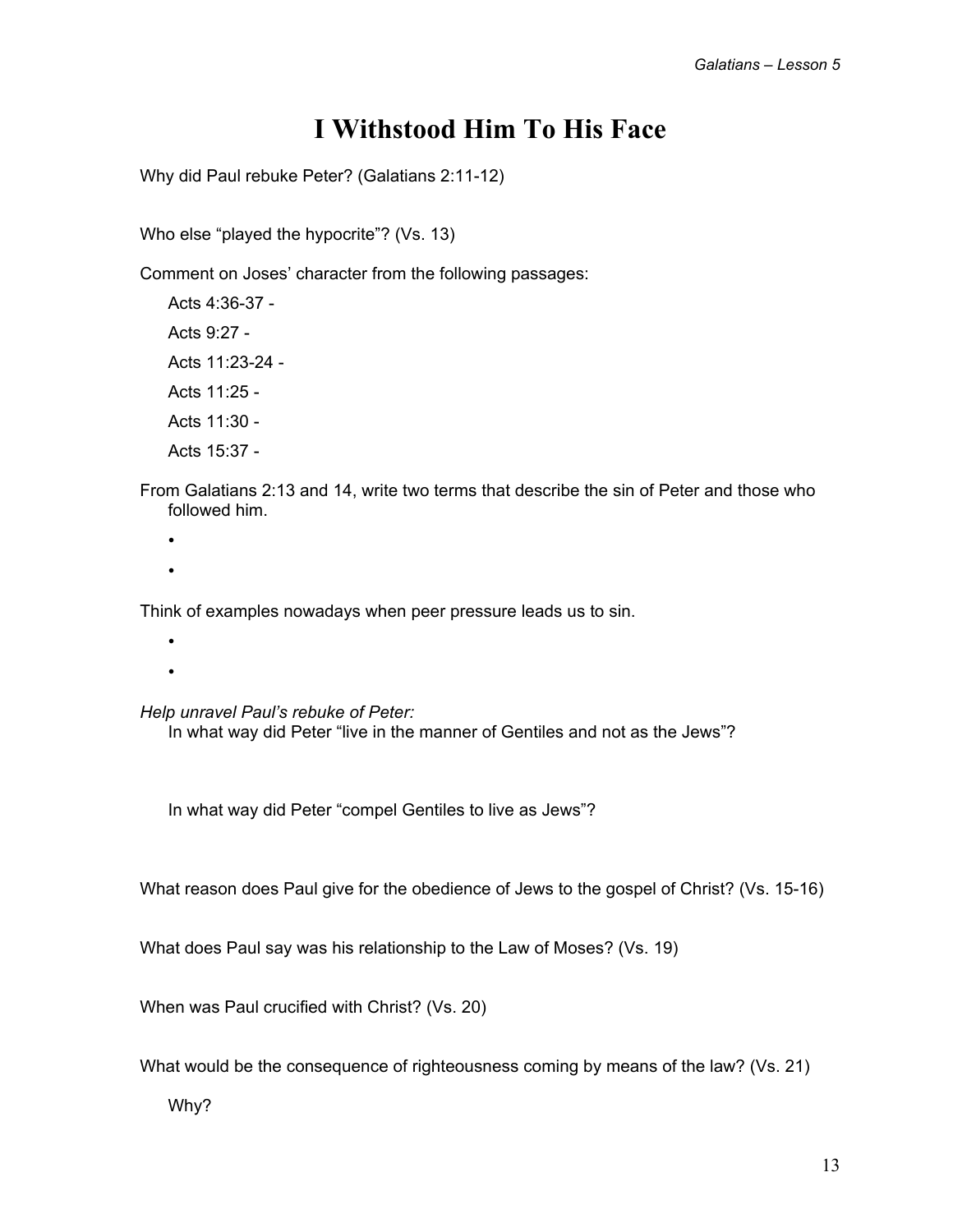# I Withstood Him To His Face

Why did Paul rebuke Peter? (Galatians 2:11-12)

Who else "played the hypocrite"? (Vs. 13)

Comment on Joses' character from the following passages:

Acts 4:36-37 -

Acts 9:27 -

Acts 11:23-24 -

Acts 11:25 -

Acts 11:30 -

Acts 15:37 -

From Galatians 2:13 and 14, write two terms that describe the sin of Peter and those who followed him.

- 
- 

Think of examples nowadays when peer pressure leads us to sin.

- 
- 

*Help unravel Paul's rebuke of Peter:*

In what way did Peter "live in the manner of Gentiles and not as the Jews"?

In what way did Peter "compel Gentiles to live as Jews"?

What reason does Paul give for the obedience of Jews to the gospel of Christ? (Vs. 15-16)

What does Paul say was his relationship to the Law of Moses? (Vs. 19)

When was Paul crucified with Christ? (Vs. 20)

What would be the consequence of righteousness coming by means of the law? (Vs. 21)

Why?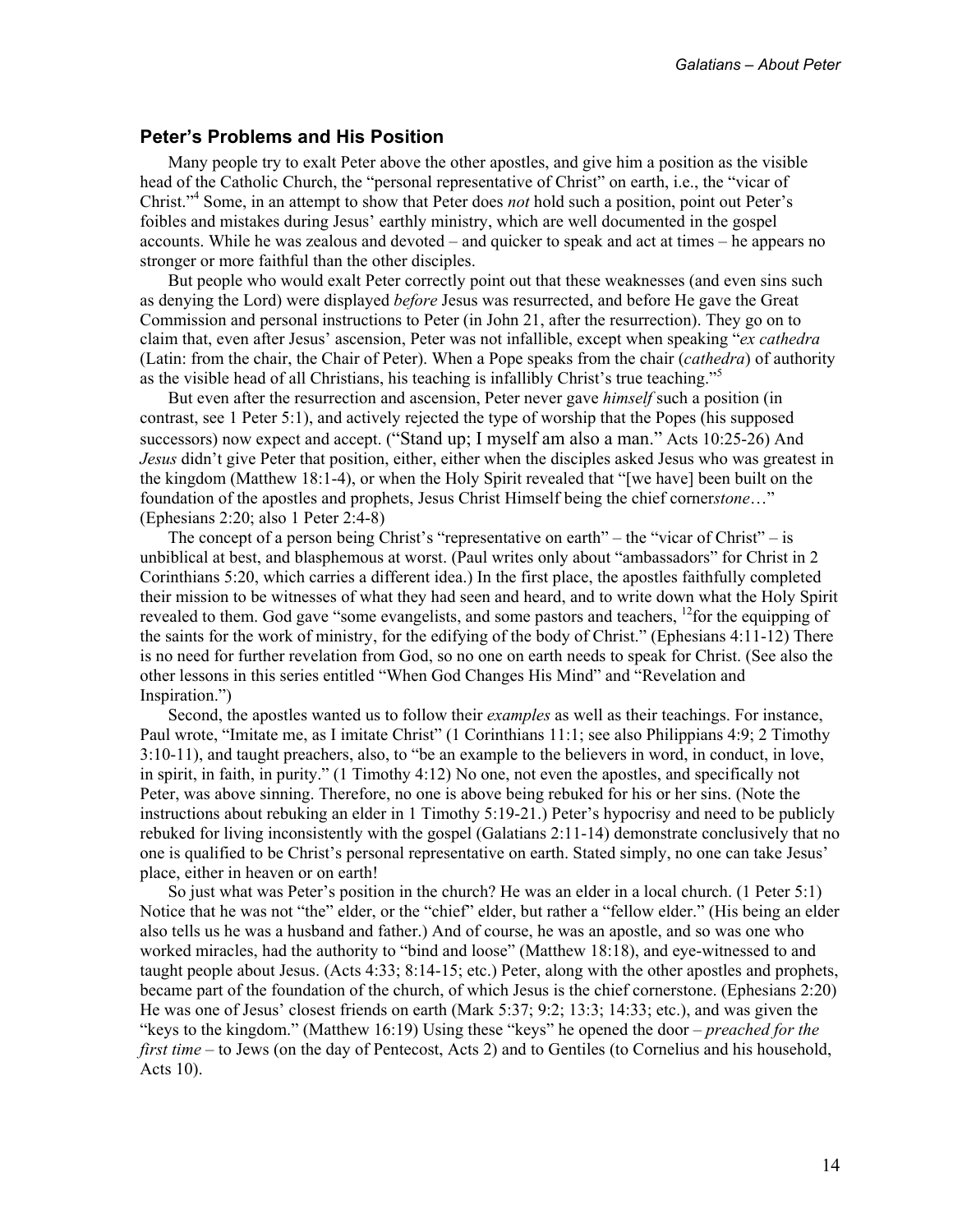## Peter's Problems and His Position

Many people try to exalt Peter above the other apostles, and give him a position as the visible head of the Catholic Church, the "personal representative of Christ" on earth, i.e., the "vicar of Christ."[4] Some, in an attempt to show that Peter does *not* hold such a position, point out Peter's foibles and mistakes during Jesus' earthly ministry, which are well documented in the gospel accounts. While he was zealous and devoted – and quicker to speak and act at times – he appears no stronger or more faithful than the other disciples.

But people who would exalt Peter correctly point out that these weaknesses (and even sins such as denying the Lord) were displayed *before* Jesus was resurrected, and before He gave the Great Commission and personal instructions to Peter (in John 21, after the resurrection). They go on to claim that, even after Jesus' ascension, Peter was not infallible, except when speaking "*ex cathedra* (Latin: from the chair, the Chair of Peter). When a Pope speaks from the chair (*cathedra*) of authority as the visible head of all Christians, his teaching is infallibly Christ's true teaching."[5]

But even after the resurrection and ascension, Peter never gave *himself* such a position (in contrast, see 1 Peter 5:1), and actively rejected the type of worship that the Popes (his supposed successors) now expect and accept. ("Stand up; I myself am also a man." Acts 10:25-26) And *Jesus* didn't give Peter that position, either, either when the disciples asked Jesus who was greatest in the kingdom (Matthew 18:1-4), or when the Holy Spirit revealed that "[we have] been built on the foundation of the apostles and prophets, Jesus Christ Himself being the chief corner*stone*…" (Ephesians 2:20; also 1 Peter 2:4-8)

The concept of a person being Christ's "representative on earth" – the "vicar of Christ" – is unbiblical at best, and blasphemous at worst. (Paul writes only about "ambassadors" for Christ in 2 Corinthians 5:20, which carries a different idea.) In the first place, the apostles faithfully completed their mission to be witnesses of what they had seen and heard, and to write down what the Holy Spirit revealed to them. God gave "some evangelists, and some pastors and teachers, [12]for the equipping of the saints for the work of ministry, for the edifying of the body of Christ." (Ephesians 4:11-12) There is no need for further revelation from God, so no one on earth needs to speak for Christ. (See also the other lessons in this series entitled "When God Changes His Mind" and "Revelation and Inspiration.")

Second, the apostles wanted us to follow their *examples* as well as their teachings. For instance, Paul wrote, "Imitate me, as I imitate Christ" (1 Corinthians 11:1; see also Philippians 4:9; 2 Timothy 3:10-11), and taught preachers, also, to "be an example to the believers in word, in conduct, in love, in spirit, in faith, in purity." (1 Timothy 4:12) No one, not even the apostles, and specifically not Peter, was above sinning. Therefore, no one is above being rebuked for his or her sins. (Note the instructions about rebuking an elder in 1 Timothy 5:19-21.) Peter's hypocrisy and need to be publicly rebuked for living inconsistently with the gospel (Galatians 2:11-14) demonstrate conclusively that no one is qualified to be Christ's personal representative on earth. Stated simply, no one can take Jesus' place, either in heaven or on earth!

So just what was Peter's position in the church? He was an elder in a local church. (1 Peter 5:1) Notice that he was not "the" elder, or the "chief" elder, but rather a "fellow elder." (His being an elder also tells us he was a husband and father.) And of course, he was an apostle, and so was one who worked miracles, had the authority to "bind and loose" (Matthew 18:18), and eye-witnessed to and taught people about Jesus. (Acts 4:33; 8:14-15; etc.) Peter, along with the other apostles and prophets, became part of the foundation of the church, of which Jesus is the chief cornerstone. (Ephesians 2:20) He was one of Jesus' closest friends on earth (Mark 5:37; 9:2; 13:3; 14:33; etc.), and was given the "keys to the kingdom." (Matthew 16:19) Using these "keys" he opened the door – *preached for the first time* – to Jews (on the day of Pentecost, Acts 2) and to Gentiles (to Cornelius and his household, Acts 10).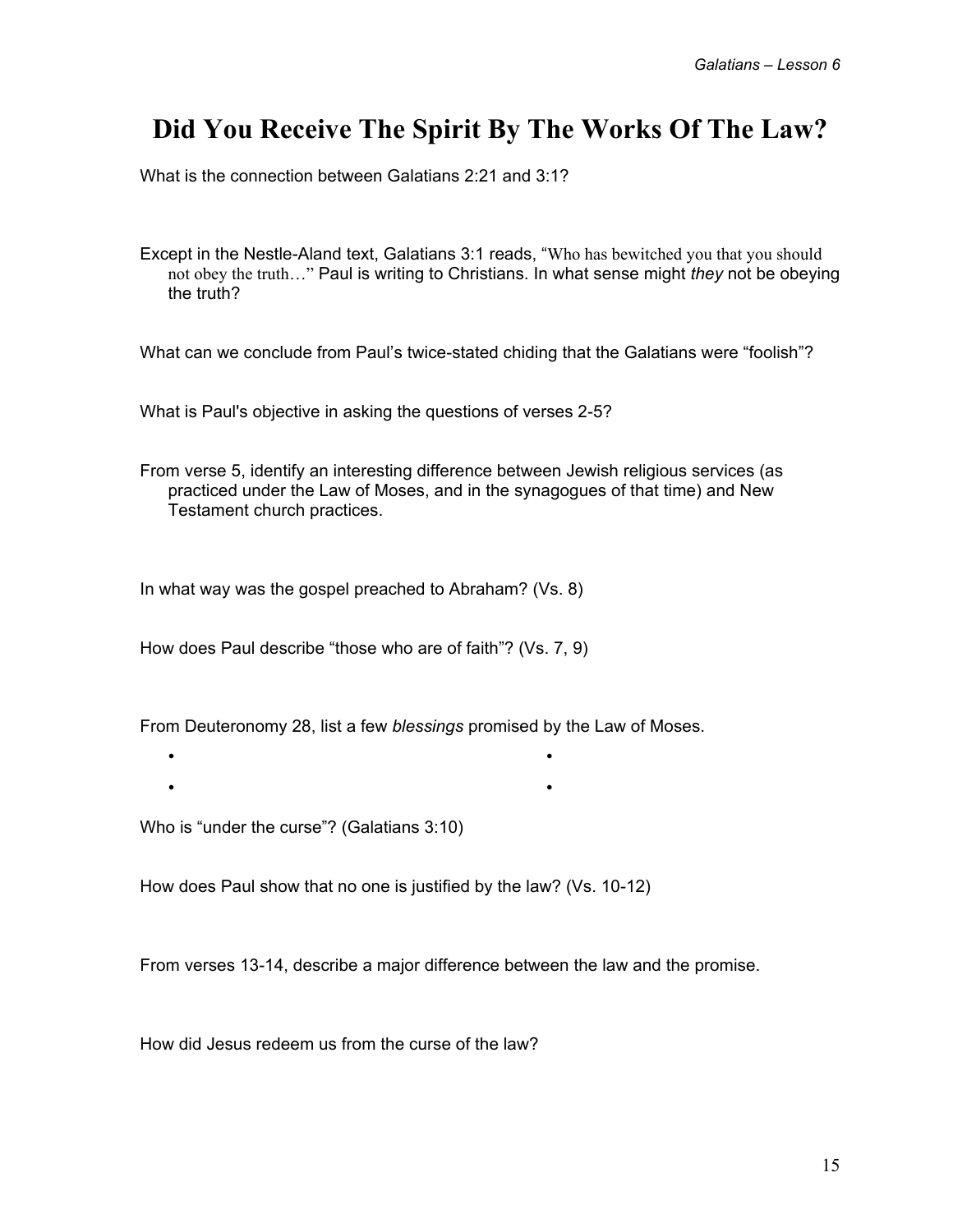# Did You Receive The Spirit By The Works Of The Law?

What is the connection between Galatians 2:21 and 3:1?

Except in the Nestle-Aland text, Galatians 3:1 reads, "Who has bewitched you that you should not obey the truth…" Paul is writing to Christians. In what sense might *they* not be obeying the truth?

What can we conclude from Paul's twice-stated chiding that the Galatians were "foolish"?

What is Paul's objective in asking the questions of verses 2-5?

From verse 5, identify an interesting difference between Jewish religious services (as practiced under the Law of Moses, and in the synagogues of that time) and New Testament church practices.

In what way was the gospel preached to Abraham? (Vs. 8)

How does Paul describe "those who are of faith"? (Vs. 7, 9)

From Deuteronomy 28, list a few *blessings* promised by the Law of Moses.

- 
- 
- 
- 

Who is "under the curse"? (Galatians 3:10)

How does Paul show that no one is justified by the law? (Vs. 10-12)

From verses 13-14, describe a major difference between the law and the promise.

How did Jesus redeem us from the curse of the law?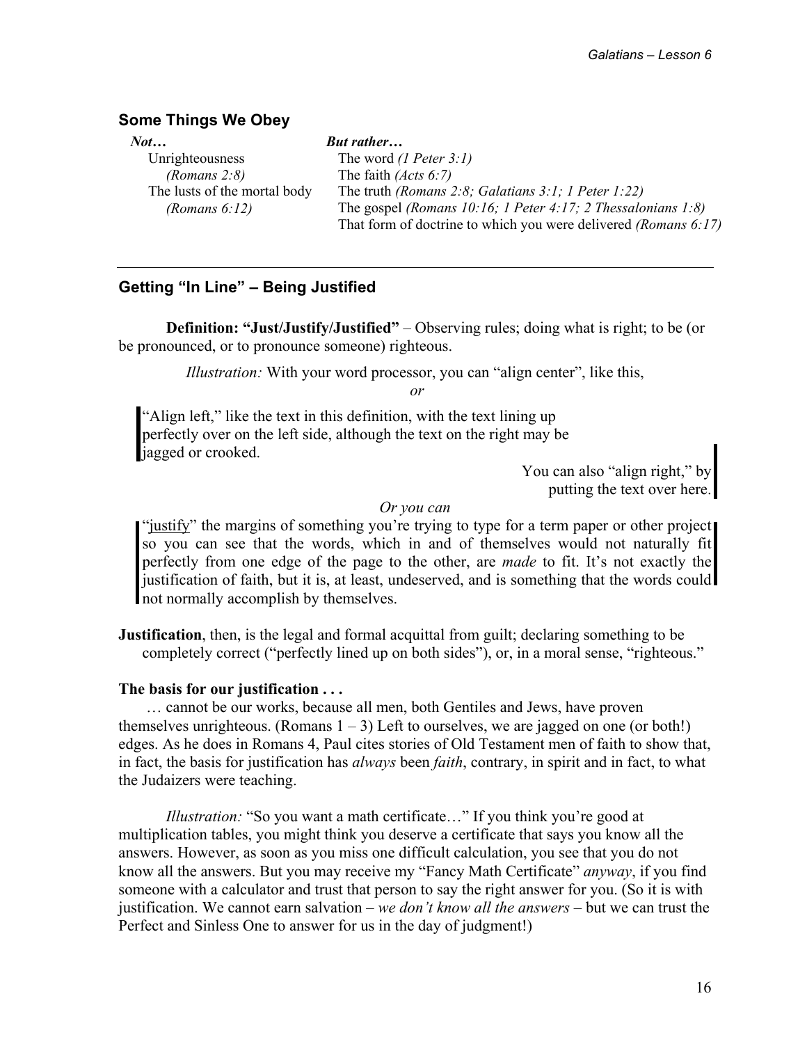## Some Things We Obey

| *Not…* | *But rather…* |
| --- | --- |
| Unrighteousness *(Romans 2:8)* | The word *(1 Peter 3:1)* |
| The lusts of the mortal body *(Romans 6:12)* | The faith *(Acts 6:7)* |
| | The truth *(Romans 2:8; Galatians 3:1; 1 Peter 1:22)* |
| | The gospel *(Romans 10:16; 1 Peter 4:17; 2 Thessalonians 1:8)* |
| | That form of doctrine to which you were delivered *(Romans 6:17)* |

---

## Getting "In Line" – Being Justified

**Definition: "Just/Justify/Justified"** – Observing rules; doing what is right; to be (or be pronounced, or to pronounce someone) righteous.

*Illustration:* With your word processor, you can "align center", like this,

*or*

"Align left," like the text in this definition, with the text lining up perfectly over on the left side, although the text on the right may be jagged or crooked.

You can also "align right," by putting the text over here.

*Or you can*

"justify" the margins of something you're trying to type for a term paper or other project so you can see that the words, which in and of themselves would not naturally fit perfectly from one edge of the page to the other, are *made* to fit. It's not exactly the justification of faith, but it is, at least, undeserved, and is something that the words could not normally accomplish by themselves.

**Justification**, then, is the legal and formal acquittal from guilt; declaring something to be completely correct ("perfectly lined up on both sides"), or, in a moral sense, "righteous."

**The basis for our justification . . .**

… cannot be our works, because all men, both Gentiles and Jews, have proven themselves unrighteous. (Romans 1 – 3) Left to ourselves, we are jagged on one (or both!) edges. As he does in Romans 4, Paul cites stories of Old Testament men of faith to show that, in fact, the basis for justification has *always* been *faith*, contrary, in spirit and in fact, to what the Judaizers were teaching.

*Illustration:* "So you want a math certificate…" If you think you're good at multiplication tables, you might think you deserve a certificate that says you know all the answers. However, as soon as you miss one difficult calculation, you see that you do not know all the answers. But you may receive my "Fancy Math Certificate" *anyway*, if you find someone with a calculator and trust that person to say the right answer for you. (So it is with justification. We cannot earn salvation – *we don't know all the answers* – but we can trust the Perfect and Sinless One to answer for us in the day of judgment!)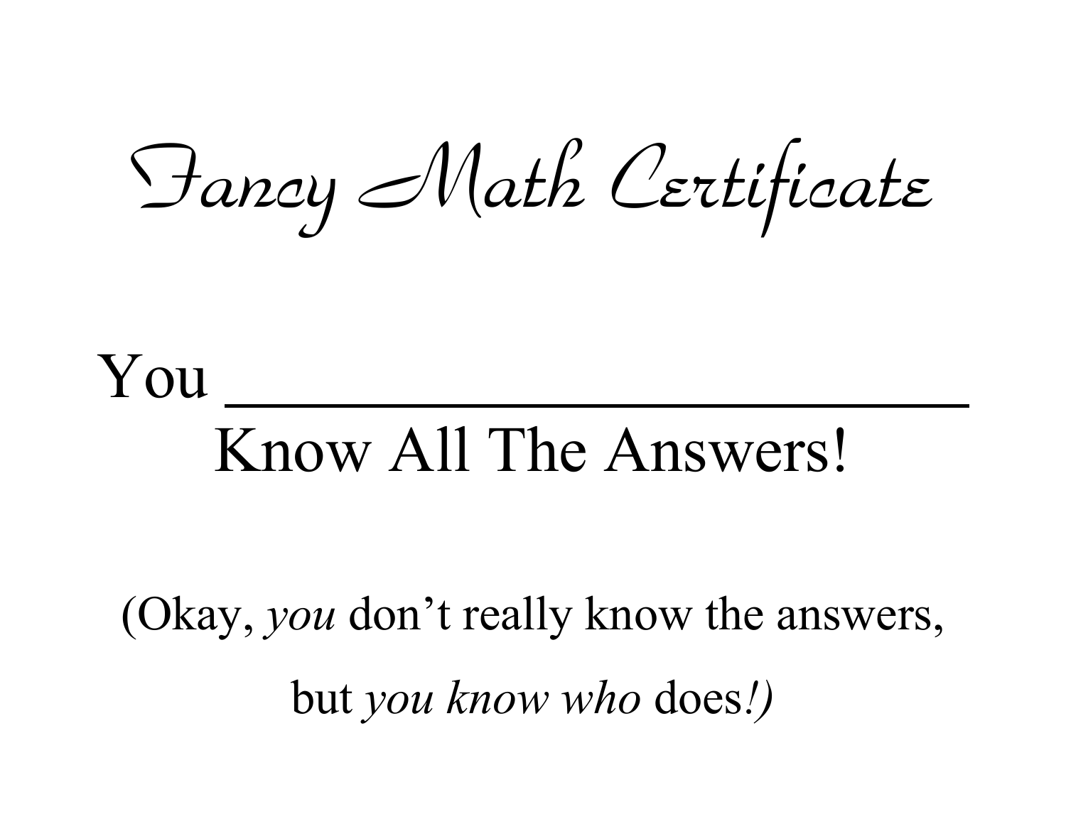# Fancy Math Certificate

You ______________________________

Know All The Answers!

(Okay, *you* don't really know the answers,

but *you know who* does*!)*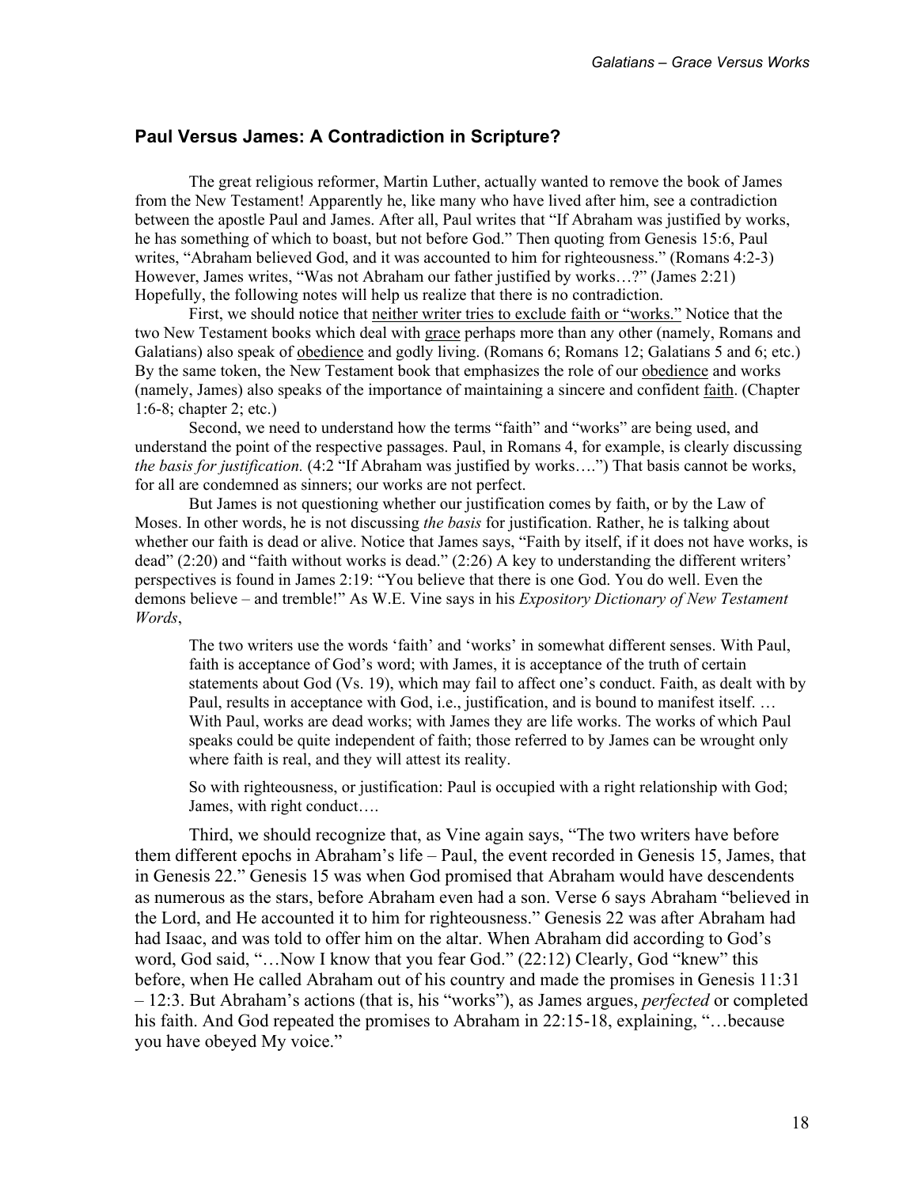## Paul Versus James: A Contradiction in Scripture?

The great religious reformer, Martin Luther, actually wanted to remove the book of James from the New Testament! Apparently he, like many who have lived after him, see a contradiction between the apostle Paul and James. After all, Paul writes that "If Abraham was justified by works, he has something of which to boast, but not before God." Then quoting from Genesis 15:6, Paul writes, "Abraham believed God, and it was accounted to him for righteousness." (Romans 4:2-3) However, James writes, "Was not Abraham our father justified by works…?" (James 2:21) Hopefully, the following notes will help us realize that there is no contradiction.

First, we should notice that <u>neither writer tries to exclude faith or "works."</u> Notice that the two New Testament books which deal with <u>grace</u> perhaps more than any other (namely, Romans and Galatians) also speak of <u>obedience</u> and godly living. (Romans 6; Romans 12; Galatians 5 and 6; etc.) By the same token, the New Testament book that emphasizes the role of our <u>obedience</u> and works (namely, James) also speaks of the importance of maintaining a sincere and confident <u>faith</u>. (Chapter 1:6-8; chapter 2; etc.)

Second, we need to understand how the terms "faith" and "works" are being used, and understand the point of the respective passages. Paul, in Romans 4, for example, is clearly discussing *the basis for justification.* (4:2 "If Abraham was justified by works….") That basis cannot be works, for all are condemned as sinners; our works are not perfect.

But James is not questioning whether our justification comes by faith, or by the Law of Moses. In other words, he is not discussing *the basis* for justification. Rather, he is talking about whether our faith is dead or alive. Notice that James says, "Faith by itself, if it does not have works, is dead" (2:20) and "faith without works is dead." (2:26) A key to understanding the different writers' perspectives is found in James 2:19: "You believe that there is one God. You do well. Even the demons believe – and tremble!" As W.E. Vine says in his *Expository Dictionary of New Testament Words*,

> The two writers use the words 'faith' and 'works' in somewhat different senses. With Paul, faith is acceptance of God's word; with James, it is acceptance of the truth of certain statements about God (Vs. 19), which may fail to affect one's conduct. Faith, as dealt with by Paul, results in acceptance with God, i.e., justification, and is bound to manifest itself. … With Paul, works are dead works; with James they are life works. The works of which Paul speaks could be quite independent of faith; those referred to by James can be wrought only where faith is real, and they will attest its reality.
>
> So with righteousness, or justification: Paul is occupied with a right relationship with God; James, with right conduct….

Third, we should recognize that, as Vine again says, "The two writers have before them different epochs in Abraham's life – Paul, the event recorded in Genesis 15, James, that in Genesis 22." Genesis 15 was when God promised that Abraham would have descendents as numerous as the stars, before Abraham even had a son. Verse 6 says Abraham "believed in the Lord, and He accounted it to him for righteousness." Genesis 22 was after Abraham had had Isaac, and was told to offer him on the altar. When Abraham did according to God's word, God said, "…Now I know that you fear God." (22:12) Clearly, God "knew" this before, when He called Abraham out of his country and made the promises in Genesis 11:31 – 12:3. But Abraham's actions (that is, his "works"), as James argues, *perfected* or completed his faith. And God repeated the promises to Abraham in 22:15-18, explaining, "…because you have obeyed My voice."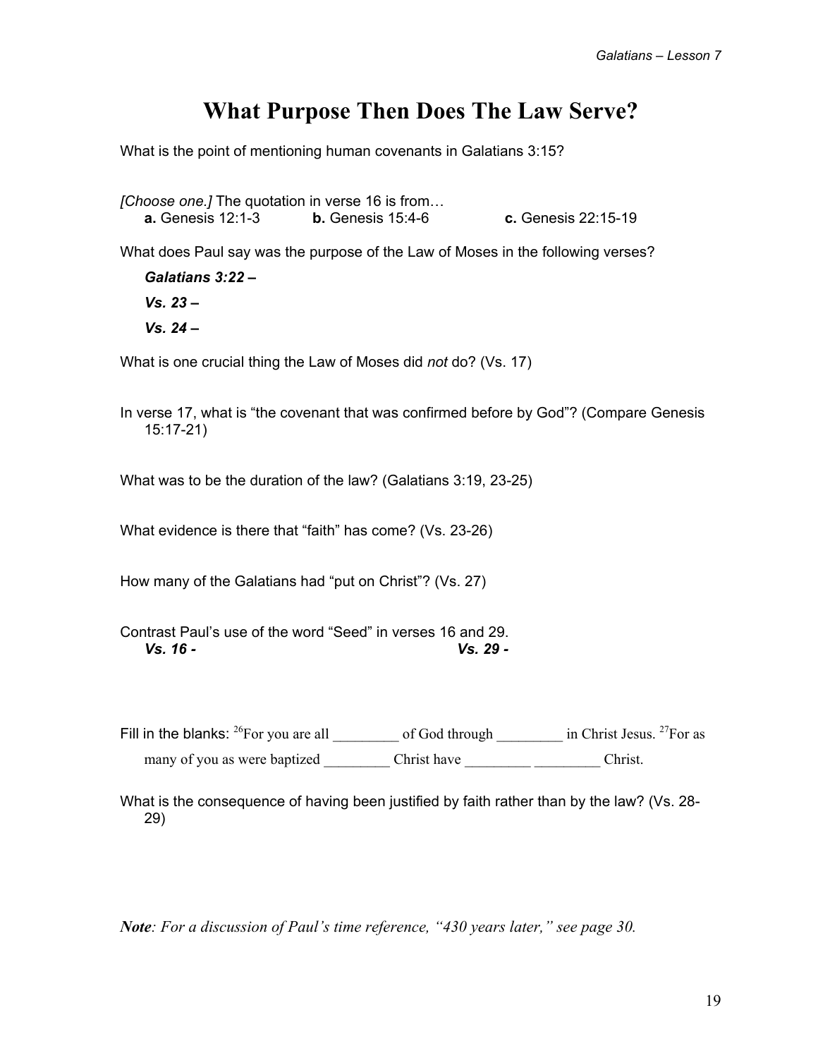# What Purpose Then Does The Law Serve?

What is the point of mentioning human covenants in Galatians 3:15?

*[Choose one.]* The quotation in verse 16 is from…
**a.** Genesis 12:1-3 **b.** Genesis 15:4-6 **c.** Genesis 22:15-19

What does Paul say was the purpose of the Law of Moses in the following verses?

***Galatians 3:22 –***

***Vs. 23 –***

***Vs. 24 –***

What is one crucial thing the Law of Moses did *not* do? (Vs. 17)

In verse 17, what is "the covenant that was confirmed before by God"? (Compare Genesis 15:17-21)

What was to be the duration of the law? (Galatians 3:19, 23-25)

What evidence is there that "faith" has come? (Vs. 23-26)

How many of the Galatians had "put on Christ"? (Vs. 27)

Contrast Paul's use of the word "Seed" in verses 16 and 29.
***Vs. 16 -*** ***Vs. 29 -***

Fill in the blanks: [26]For you are all _________ of God through _________ in Christ Jesus. [27]For as many of you as were baptized _________ Christ have _________ _________ Christ.

What is the consequence of having been justified by faith rather than by the law? (Vs. 28-29)

***Note****: For a discussion of Paul's time reference, "430 years later," see page 30.*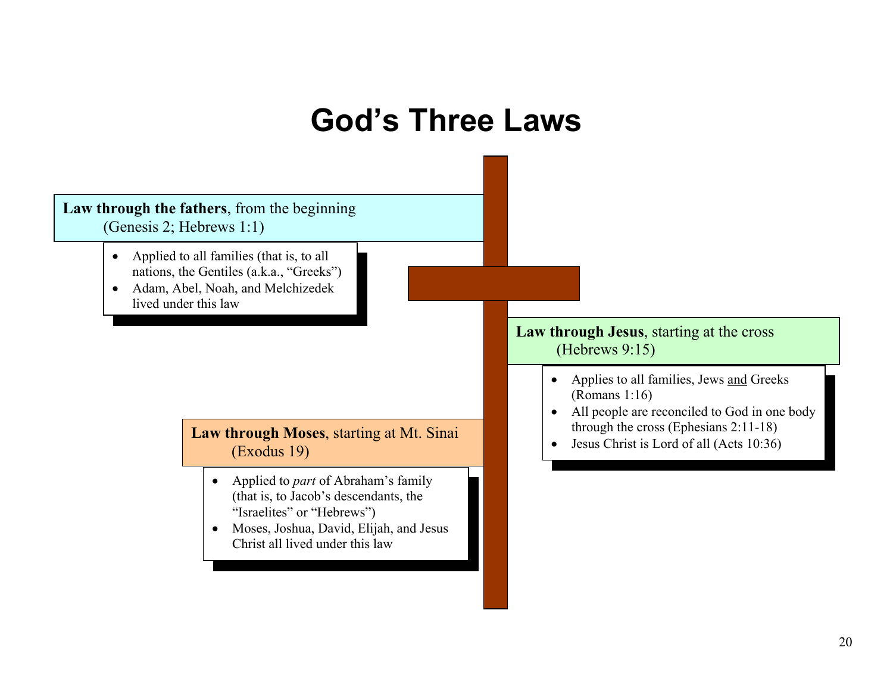# God's Three Laws

**Law through the fathers**, from the beginning
(Genesis 2; Hebrews 1:1)

- Applied to all families (that is, to all nations, the Gentiles (a.k.a., "Greeks")
- Adam, Abel, Noah, and Melchizedek lived under this law

**Law through Moses**, starting at Mt. Sinai
(Exodus 19)

- Applied to *part* of Abraham's family (that is, to Jacob's descendants, the "Israelites" or "Hebrews")
- Moses, Joshua, David, Elijah, and Jesus Christ all lived under this law

**Law through Jesus**, starting at the cross
(Hebrews 9:15)

- Applies to all families, Jews and Greeks (Romans 1:16)
- All people are reconciled to God in one body through the cross (Ephesians 2:11-18)
- Jesus Christ is Lord of all (Acts 10:36)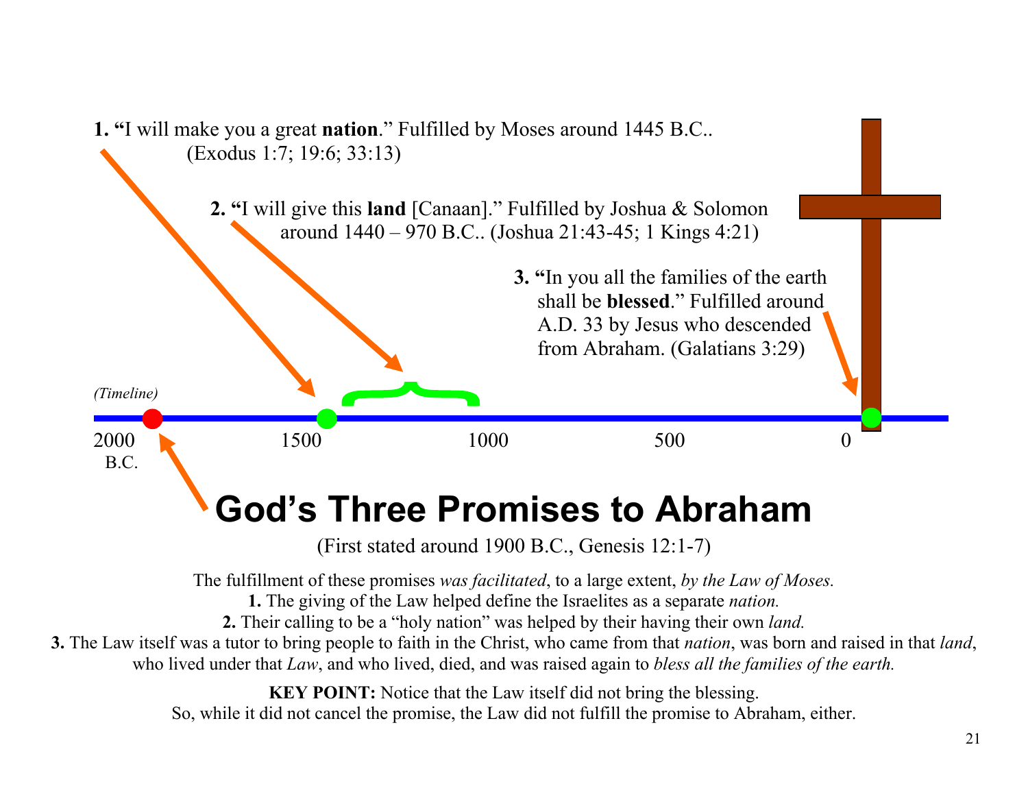**1. "**I will make you a great **nation**." Fulfilled by Moses around 1445 B.C.. (Exodus 1:7; 19:6; 33:13)

**2. "**I will give this **land** [Canaan]." Fulfilled by Joshua & Solomon around 1440 – 970 B.C.. (Joshua 21:43-45; 1 Kings 4:21)

**3. "**In you all the families of the earth shall be **blessed**." Fulfilled around A.D. 33 by Jesus who descended from Abraham. (Galatians 3:29)

*(Timeline)*

2000 B.C. — 1500 — 1000 — 500 — 0

# God's Three Promises to Abraham

(First stated around 1900 B.C., Genesis 12:1-7)

The fulfillment of these promises *was facilitated*, to a large extent, *by the Law of Moses.*

**1.** The giving of the Law helped define the Israelites as a separate *nation.*

**2.** Their calling to be a "holy nation" was helped by their having their own *land.*

**3.** The Law itself was a tutor to bring people to faith in the Christ, who came from that *nation*, was born and raised in that *land*, who lived under that *Law*, and who lived, died, and was raised again to *bless all the families of the earth.*

**KEY POINT:** Notice that the Law itself did not bring the blessing. So, while it did not cancel the promise, the Law did not fulfill the promise to Abraham, either.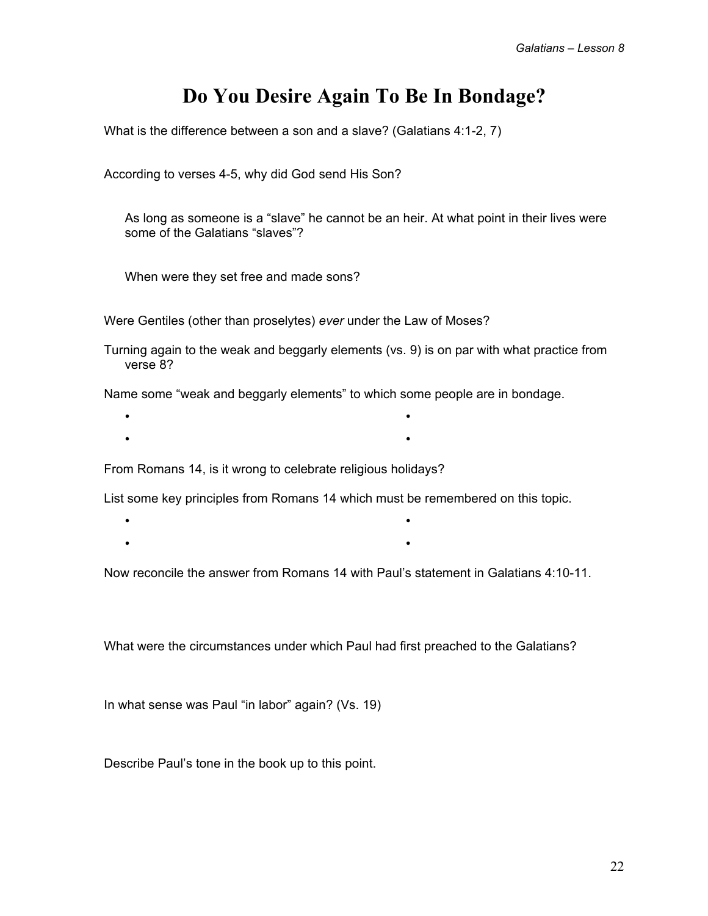# Do You Desire Again To Be In Bondage?

What is the difference between a son and a slave? (Galatians 4:1-2, 7)

According to verses 4-5, why did God send His Son?

> As long as someone is a "slave" he cannot be an heir. At what point in their lives were some of the Galatians "slaves"?
>
> When were they set free and made sons?

Were Gentiles (other than proselytes) *ever* under the Law of Moses?

Turning again to the weak and beggarly elements (vs. 9) is on par with what practice from verse 8?

Name some "weak and beggarly elements" to which some people are in bondage.

- 
- 
- 
- 

From Romans 14, is it wrong to celebrate religious holidays?

List some key principles from Romans 14 which must be remembered on this topic.

- 
- 
- 
- 

Now reconcile the answer from Romans 14 with Paul's statement in Galatians 4:10-11.

What were the circumstances under which Paul had first preached to the Galatians?

In what sense was Paul "in labor" again? (Vs. 19)

Describe Paul's tone in the book up to this point.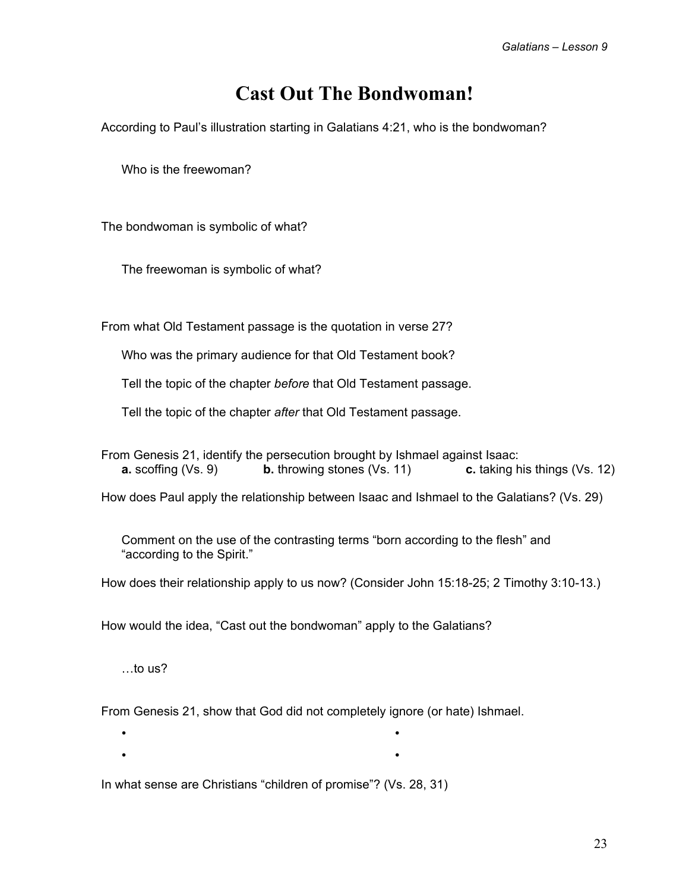# Cast Out The Bondwoman!

According to Paul's illustration starting in Galatians 4:21, who is the bondwoman?

Who is the freewoman?

The bondwoman is symbolic of what?

The freewoman is symbolic of what?

From what Old Testament passage is the quotation in verse 27?

Who was the primary audience for that Old Testament book?

Tell the topic of the chapter *before* that Old Testament passage.

Tell the topic of the chapter *after* that Old Testament passage.

From Genesis 21, identify the persecution brought by Ishmael against Isaac:
**a.** scoffing (Vs. 9) **b.** throwing stones (Vs. 11) **c.** taking his things (Vs. 12)

How does Paul apply the relationship between Isaac and Ishmael to the Galatians? (Vs. 29)

Comment on the use of the contrasting terms "born according to the flesh" and "according to the Spirit."

How does their relationship apply to us now? (Consider John 15:18-25; 2 Timothy 3:10-13.)

How would the idea, "Cast out the bondwoman" apply to the Galatians?

…to us?

From Genesis 21, show that God did not completely ignore (or hate) Ishmael.

- 
- 
- 
- 

In what sense are Christians "children of promise"? (Vs. 28, 31)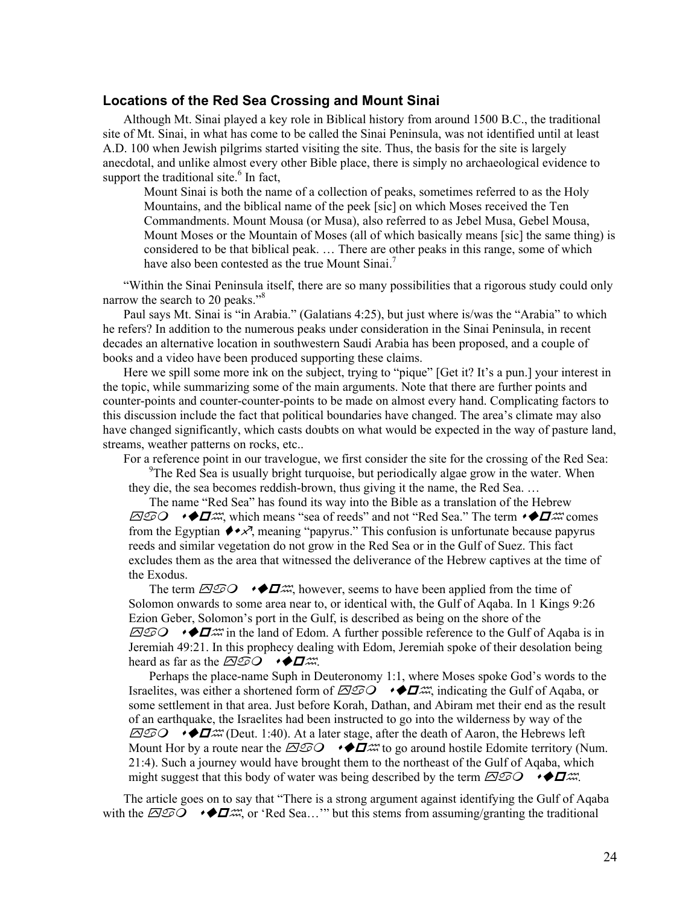## Locations of the Red Sea Crossing and Mount Sinai

Although Mt. Sinai played a key role in Biblical history from around 1500 B.C., the traditional site of Mt. Sinai, in what has come to be called the Sinai Peninsula, was not identified until at least A.D. 100 when Jewish pilgrims started visiting the site. Thus, the basis for the site is largely anecdotal, and unlike almost every other Bible place, there is simply no archaeological evidence to support the traditional site.[6] In fact,

> Mount Sinai is both the name of a collection of peaks, sometimes referred to as the Holy Mountains, and the biblical name of the peek [sic] on which Moses received the Ten Commandments. Mount Mousa (or Musa), also referred to as Jebel Musa, Gebel Mousa, Mount Moses or the Mountain of Moses (all of which basically means [sic] the same thing) is considered to be that biblical peak. … There are other peaks in this range, some of which have also been contested as the true Mount Sinai.[7]

"Within the Sinai Peninsula itself, there are so many possibilities that a rigorous study could only narrow the search to 20 peaks."[8]

Paul says Mt. Sinai is "in Arabia." (Galatians 4:25), but just where is/was the "Arabia" to which he refers? In addition to the numerous peaks under consideration in the Sinai Peninsula, in recent decades an alternative location in southwestern Saudi Arabia has been proposed, and a couple of books and a video have been produced supporting these claims.

Here we spill some more ink on the subject, trying to "pique" [Get it? It's a pun.] your interest in the topic, while summarizing some of the main arguments. Note that there are further points and counter-points and counter-counter-points to be made on almost every hand. Complicating factors to this discussion include the fact that political boundaries have changed. The area's climate may also have changed significantly, which casts doubts on what would be expected in the way of pasture land, streams, weather patterns on rocks, etc..

For a reference point in our travelogue, we first consider the site for the crossing of the Red Sea:

> [9]The Red Sea is usually bright turquoise, but periodically algae grow in the water. When they die, the sea becomes reddish-brown, thus giving it the name, the Red Sea. …
>
> The name "Red Sea" has found its way into the Bible as a translation of the Hebrew ⌧♋❍ ⬧◆❑♒, which means "sea of reeds" and not "Red Sea." The term ⬧◆❑♒ comes from the Egyptian ⧫⬧⬀, meaning "papyrus." This confusion is unfortunate because papyrus reeds and similar vegetation do not grow in the Red Sea or in the Gulf of Suez. This fact excludes them as the area that witnessed the deliverance of the Hebrew captives at the time of the Exodus.
>
> The term ⌧♋❍ ⬧◆❑♒, however, seems to have been applied from the time of Solomon onwards to some area near to, or identical with, the Gulf of Aqaba. In 1 Kings 9:26 Ezion Geber, Solomon's port in the Gulf, is described as being on the shore of the ⌧♋❍ ⬧◆❑♒ in the land of Edom. A further possible reference to the Gulf of Aqaba is in Jeremiah 49:21. In this prophecy dealing with Edom, Jeremiah spoke of their desolation being heard as far as the ⌧♋❍ ⬧◆❑♒.
>
> Perhaps the place-name Suph in Deuteronomy 1:1, where Moses spoke God's words to the Israelites, was either a shortened form of ⌧♋❍ ⬧◆❑♒, indicating the Gulf of Aqaba, or some settlement in that area. Just before Korah, Dathan, and Abiram met their end as the result of an earthquake, the Israelites had been instructed to go into the wilderness by way of the ⌧♋❍ ⬧◆❑♒ (Deut. 1:40). At a later stage, after the death of Aaron, the Hebrews left Mount Hor by a route near the ⌧♋❍ ⬧◆❑♒ to go around hostile Edomite territory (Num. 21:4). Such a journey would have brought them to the northeast of the Gulf of Aqaba, which might suggest that this body of water was being described by the term ⌧♋❍ ⬧◆❑♒.

The article goes on to say that "There is a strong argument against identifying the Gulf of Aqaba with the ⌧♋❍ ⬧◆❑♒, or 'Red Sea…'" but this stems from assuming/granting the traditional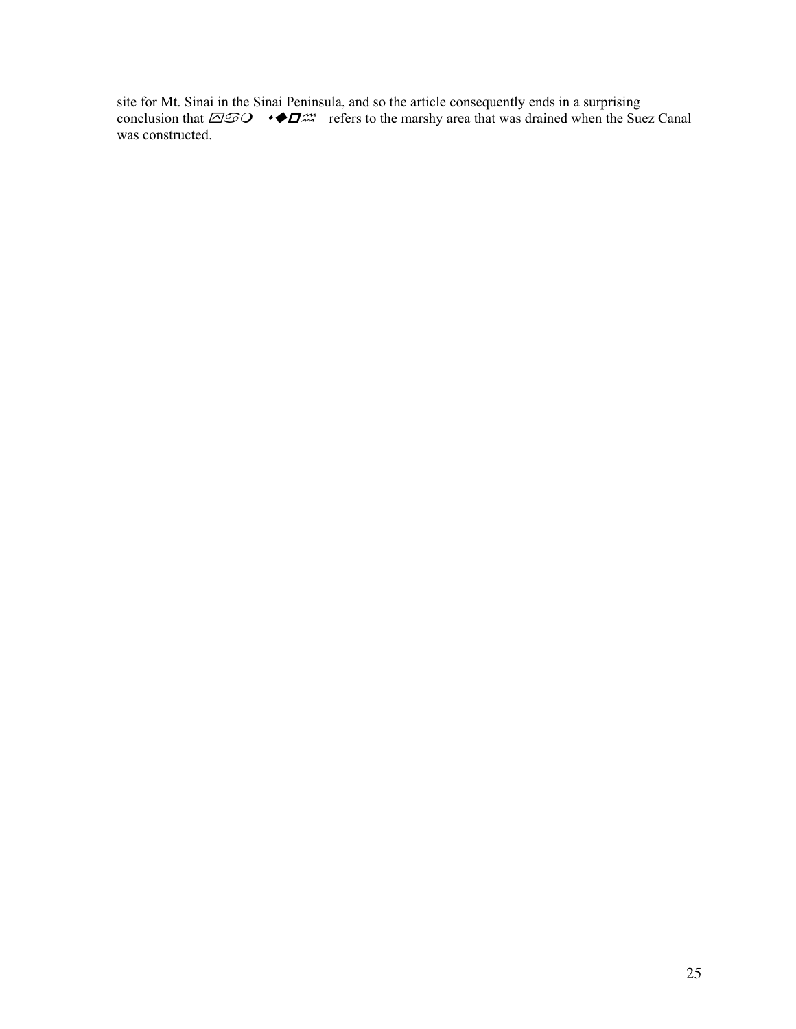site for Mt. Sinai in the Sinai Peninsula, and so the article consequently ends in a surprising conclusion that ◪♋❍ ⬧◆□♒ refers to the marshy area that was drained when the Suez Canal was constructed.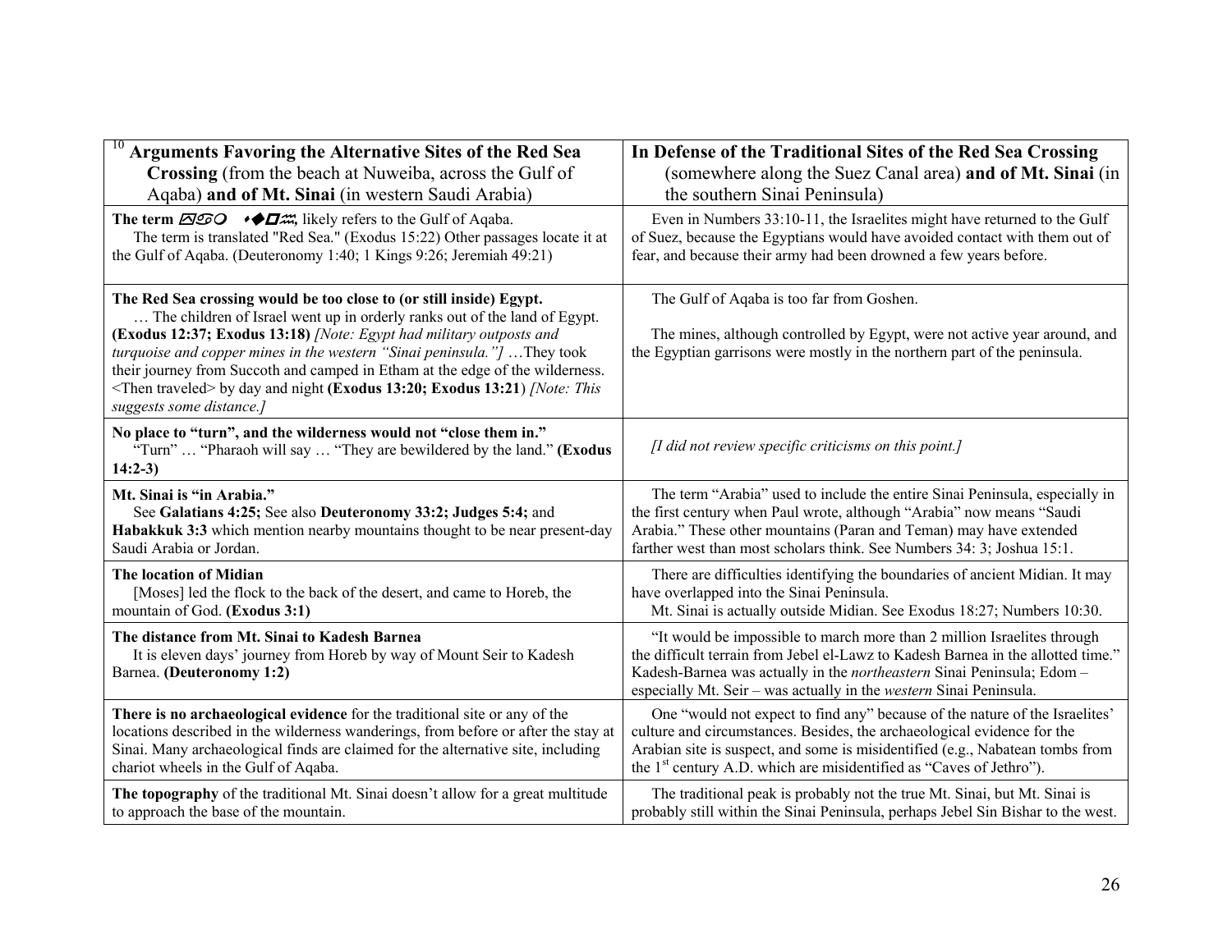| [10] **Arguments Favoring the Alternative Sites of the Red Sea Crossing** (from the beach at Nuweiba, across the Gulf of Aqaba) **and of Mt. Sinai** (in western Saudi Arabia) | **In Defense of the Traditional Sites of the Red Sea Crossing** (somewhere along the Suez Canal area) **and of Mt. Sinai** (in the southern Sinai Peninsula) |
|---|---|
| **The term** ⟨Hebrew term⟩**,** likely refers to the Gulf of Aqaba. The term is translated "Red Sea." (Exodus 15:22) Other passages locate it at the Gulf of Aqaba. (Deuteronomy 1:40; 1 Kings 9:26; Jeremiah 49:21) | Even in Numbers 33:10-11, the Israelites might have returned to the Gulf of Suez, because the Egyptians would have avoided contact with them out of fear, and because their army had been drowned a few years before. |
| **The Red Sea crossing would be too close to (or still inside) Egypt.** … The children of Israel went up in orderly ranks out of the land of Egypt. **(Exodus 12:37; Exodus 13:18)** *[Note: Egypt had military outposts and turquoise and copper mines in the western "Sinai peninsula."]* …They took their journey from Succoth and camped in Etham at the edge of the wilderness. <Then traveled> by day and night **(Exodus 13:20; Exodus 13:21)** *[Note: This suggests some distance.]* | The Gulf of Aqaba is too far from Goshen. <br><br> The mines, although controlled by Egypt, were not active year around, and the Egyptian garrisons were mostly in the northern part of the peninsula. |
| **No place to "turn", and the wilderness would not "close them in."** "Turn" … "Pharaoh will say … "They are bewildered by the land." **(Exodus 14:2-3)** | *[I did not review specific criticisms on this point.]* |
| **Mt. Sinai is "in Arabia."** See **Galatians 4:25;** See also **Deuteronomy 33:2; Judges 5:4;** and **Habakkuk 3:3** which mention nearby mountains thought to be near present-day Saudi Arabia or Jordan. | The term "Arabia" used to include the entire Sinai Peninsula, especially in the first century when Paul wrote, although "Arabia" now means "Saudi Arabia." These other mountains (Paran and Teman) may have extended farther west than most scholars think. See Numbers 34: 3; Joshua 15:1. |
| **The location of Midian** [Moses] led the flock to the back of the desert, and came to Horeb, the mountain of God. **(Exodus 3:1)** | There are difficulties identifying the boundaries of ancient Midian. It may have overlapped into the Sinai Peninsula. <br> Mt. Sinai is actually outside Midian. See Exodus 18:27; Numbers 10:30. |
| **The distance from Mt. Sinai to Kadesh Barnea** It is eleven days' journey from Horeb by way of Mount Seir to Kadesh Barnea. **(Deuteronomy 1:2)** | "It would be impossible to march more than 2 million Israelites through the difficult terrain from Jebel el-Lawz to Kadesh Barnea in the allotted time." Kadesh-Barnea was actually in the *northeastern* Sinai Peninsula; Edom – especially Mt. Seir – was actually in the *western* Sinai Peninsula. |
| **There is no archaeological evidence** for the traditional site or any of the locations described in the wilderness wanderings, from before or after the stay at Sinai. Many archaeological finds are claimed for the alternative site, including chariot wheels in the Gulf of Aqaba. | One "would not expect to find any" because of the nature of the Israelites' culture and circumstances. Besides, the archaeological evidence for the Arabian site is suspect, and some is misidentified (e.g., Nabatean tombs from the 1st century A.D. which are misidentified as "Caves of Jethro"). |
| **The topography** of the traditional Mt. Sinai doesn't allow for a great multitude to approach the base of the mountain. | The traditional peak is probably not the true Mt. Sinai, but Mt. Sinai is probably still within the Sinai Peninsula, perhaps Jebel Sin Bishar to the west. |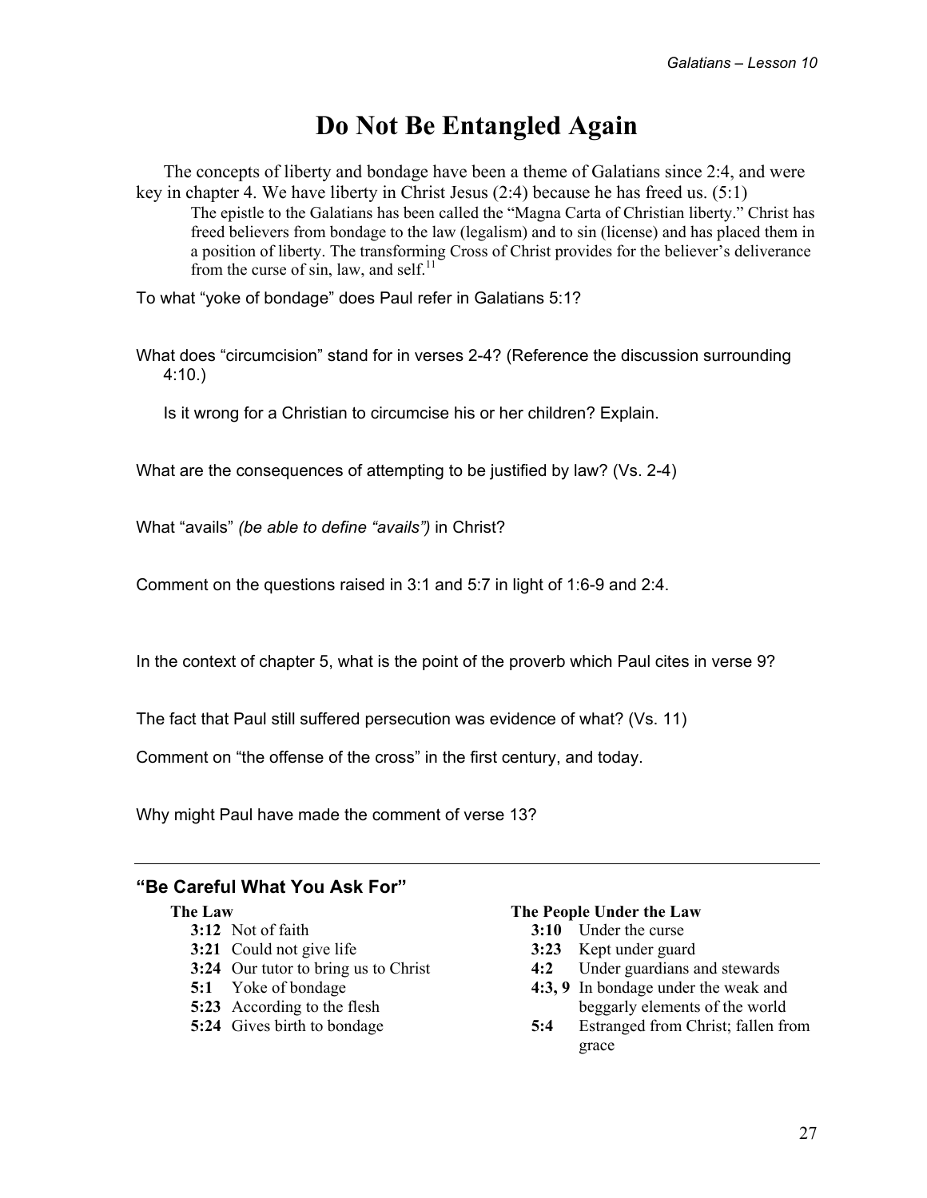# Do Not Be Entangled Again

The concepts of liberty and bondage have been a theme of Galatians since 2:4, and were key in chapter 4. We have liberty in Christ Jesus (2:4) because he has freed us. (5:1)

> The epistle to the Galatians has been called the "Magna Carta of Christian liberty." Christ has freed believers from bondage to the law (legalism) and to sin (license) and has placed them in a position of liberty. The transforming Cross of Christ provides for the believer's deliverance from the curse of sin, law, and self.[11]

To what "yoke of bondage" does Paul refer in Galatians 5:1?

What does "circumcision" stand for in verses 2-4? (Reference the discussion surrounding 4:10.)

Is it wrong for a Christian to circumcise his or her children? Explain.

What are the consequences of attempting to be justified by law? (Vs. 2-4)

What "avails" *(be able to define "avails")* in Christ?

Comment on the questions raised in 3:1 and 5:7 in light of 1:6-9 and 2:4.

In the context of chapter 5, what is the point of the proverb which Paul cites in verse 9?

The fact that Paul still suffered persecution was evidence of what? (Vs. 11)

Comment on "the offense of the cross" in the first century, and today.

Why might Paul have made the comment of verse 13?

---

## "Be Careful What You Ask For"

**The Law**

- **3:12** Not of faith
- **3:21** Could not give life
- **3:24** Our tutor to bring us to Christ
- **5:1** Yoke of bondage
- **5:23** According to the flesh
- **5:24** Gives birth to bondage

**The People Under the Law**

- **3:10** Under the curse
- **3:23** Kept under guard
- **4:2** Under guardians and stewards
- **4:3, 9** In bondage under the weak and beggarly elements of the world
- **5:4** Estranged from Christ; fallen from grace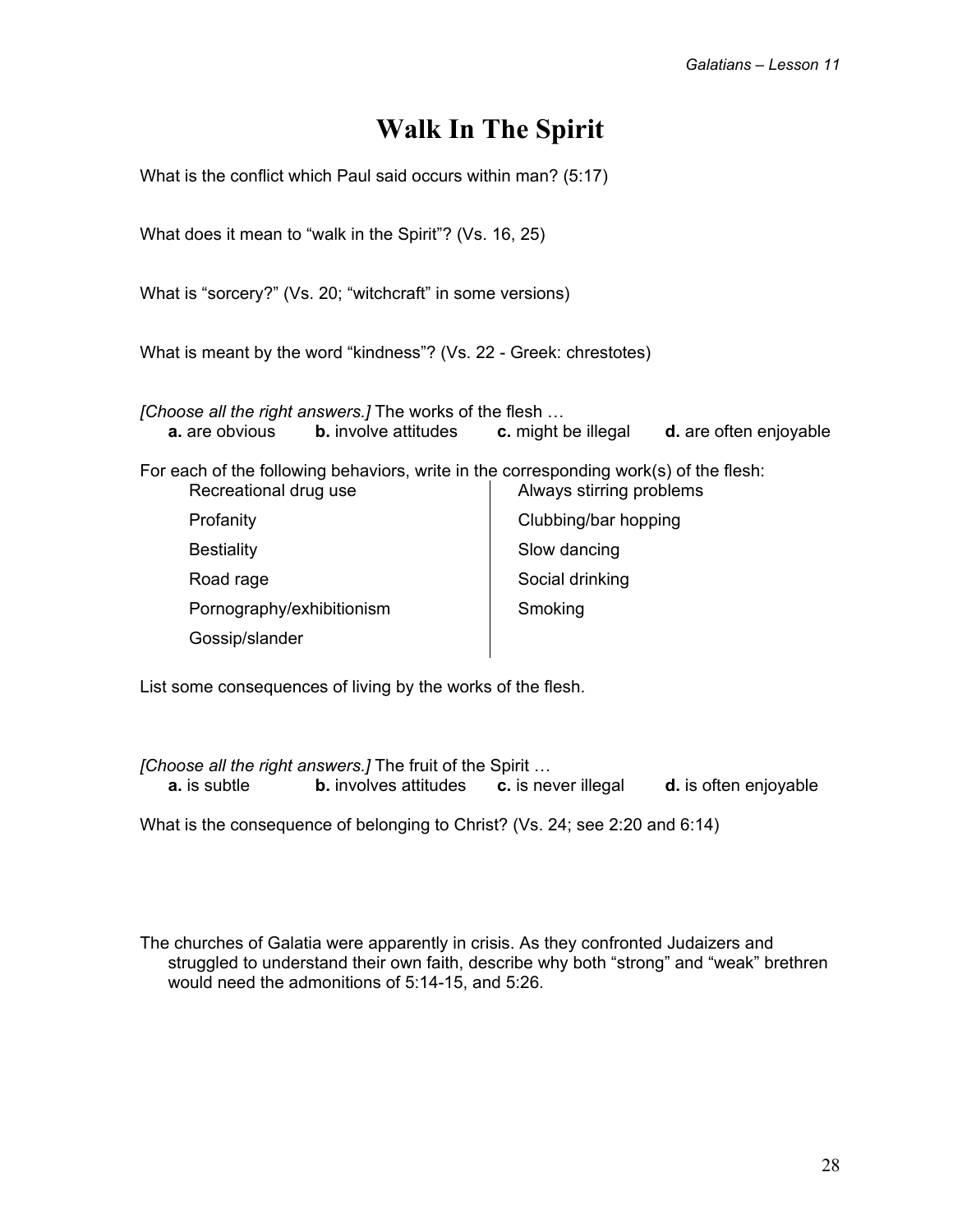# Walk In The Spirit

What is the conflict which Paul said occurs within man? (5:17)

What does it mean to "walk in the Spirit"? (Vs. 16, 25)

What is "sorcery?" (Vs. 20; "witchcraft" in some versions)

What is meant by the word "kindness"? (Vs. 22 - Greek: chrestotes)

*[Choose all the right answers.]* The works of the flesh …
**a.** are obvious **b.** involve attitudes **c.** might be illegal **d.** are often enjoyable

For each of the following behaviors, write in the corresponding work(s) of the flesh:

| | |
|---|---|
| Recreational drug use | Always stirring problems |
| Profanity | Clubbing/bar hopping |
| Bestiality | Slow dancing |
| Road rage | Social drinking |
| Pornography/exhibitionism | Smoking |
| Gossip/slander | |

List some consequences of living by the works of the flesh.

*[Choose all the right answers.]* The fruit of the Spirit …
**a.** is subtle **b.** involves attitudes **c.** is never illegal **d.** is often enjoyable

What is the consequence of belonging to Christ? (Vs. 24; see 2:20 and 6:14)

The churches of Galatia were apparently in crisis. As they confronted Judaizers and struggled to understand their own faith, describe why both "strong" and "weak" brethren would need the admonitions of 5:14-15, and 5:26.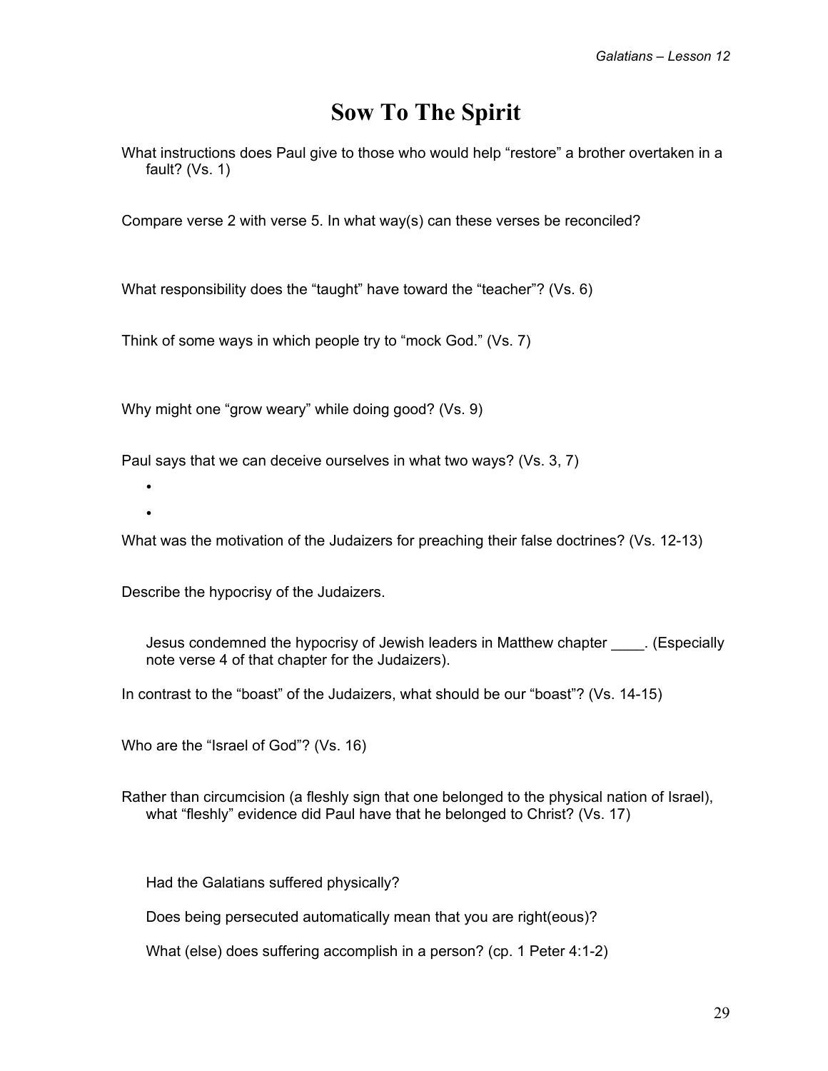# Sow To The Spirit

What instructions does Paul give to those who would help “restore” a brother overtaken in a fault? (Vs. 1)

Compare verse 2 with verse 5. In what way(s) can these verses be reconciled?

What responsibility does the “taught” have toward the “teacher”? (Vs. 6)

Think of some ways in which people try to “mock God.” (Vs. 7)

Why might one “grow weary” while doing good? (Vs. 9)

Paul says that we can deceive ourselves in what two ways? (Vs. 3, 7)

- 
- 

What was the motivation of the Judaizers for preaching their false doctrines? (Vs. 12-13)

Describe the hypocrisy of the Judaizers.

> Jesus condemned the hypocrisy of Jewish leaders in Matthew chapter ____. (Especially note verse 4 of that chapter for the Judaizers).

In contrast to the “boast” of the Judaizers, what should be our “boast”? (Vs. 14-15)

Who are the “Israel of God”? (Vs. 16)

Rather than circumcision (a fleshly sign that one belonged to the physical nation of Israel), what “fleshly” evidence did Paul have that he belonged to Christ? (Vs. 17)

> Had the Galatians suffered physically?
>
> Does being persecuted automatically mean that you are right(eous)?
>
> What (else) does suffering accomplish in a person? (cp. 1 Peter 4:1-2)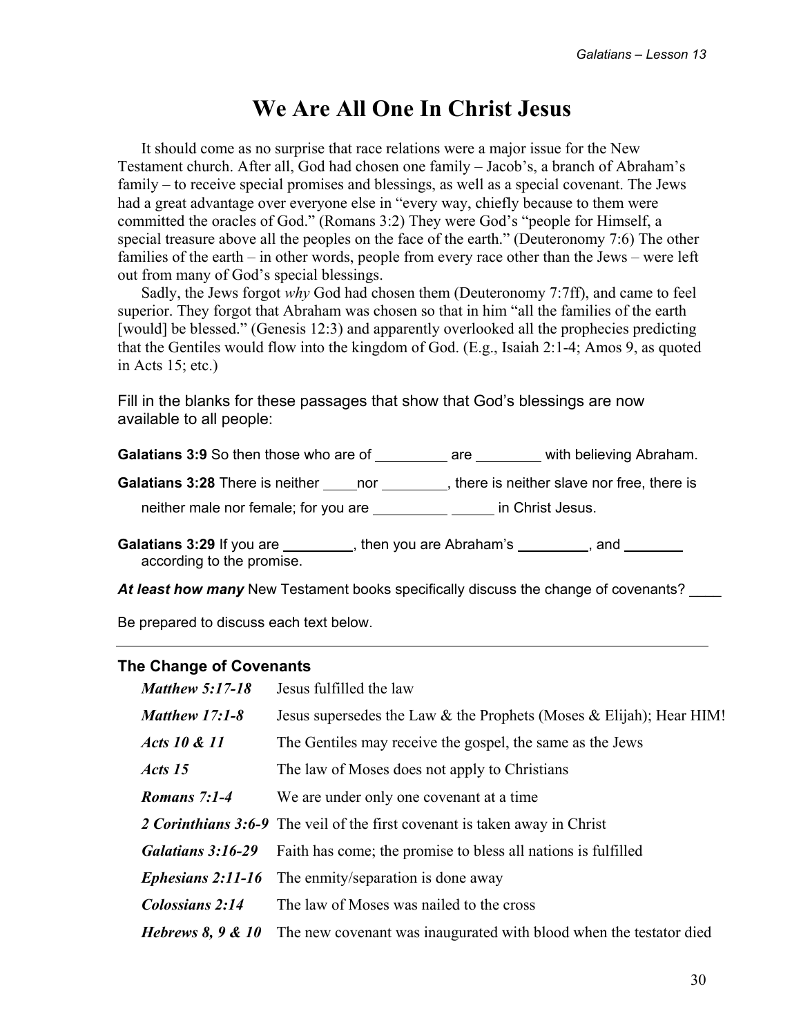# We Are All One In Christ Jesus

It should come as no surprise that race relations were a major issue for the New Testament church. After all, God had chosen one family – Jacob's, a branch of Abraham's family – to receive special promises and blessings, as well as a special covenant. The Jews had a great advantage over everyone else in "every way, chiefly because to them were committed the oracles of God." (Romans 3:2) They were God's "people for Himself, a special treasure above all the peoples on the face of the earth." (Deuteronomy 7:6) The other families of the earth – in other words, people from every race other than the Jews – were left out from many of God's special blessings.

Sadly, the Jews forgot *why* God had chosen them (Deuteronomy 7:7ff), and came to feel superior. They forgot that Abraham was chosen so that in him "all the families of the earth [would] be blessed." (Genesis 12:3) and apparently overlooked all the prophecies predicting that the Gentiles would flow into the kingdom of God. (E.g., Isaiah 2:1-4; Amos 9, as quoted in Acts 15; etc.)

Fill in the blanks for these passages that show that God's blessings are now available to all people:

**Galatians 3:9** So then those who are of _________ are ________ with believing Abraham.

**Galatians 3:28** There is neither ____nor ________, there is neither slave nor free, there is neither male nor female; for you are _________ _____ in Christ Jesus.

**Galatians 3:29** If you are _________, then you are Abraham's _________, and ________ according to the promise.

***At least how many*** New Testament books specifically discuss the change of covenants? ____

Be prepared to discuss each text below.

---

### The Change of Covenants

| | |
|---|---|
| ***Matthew 5:17-18*** | Jesus fulfilled the law |
| ***Matthew 17:1-8*** | Jesus supersedes the Law & the Prophets (Moses & Elijah); Hear HIM! |
| ***Acts 10 & 11*** | The Gentiles may receive the gospel, the same as the Jews |
| ***Acts 15*** | The law of Moses does not apply to Christians |
| ***Romans 7:1-4*** | We are under only one covenant at a time |
| ***2 Corinthians 3:6-9*** | The veil of the first covenant is taken away in Christ |
| ***Galatians 3:16-29*** | Faith has come; the promise to bless all nations is fulfilled |
| ***Ephesians 2:11-16*** | The enmity/separation is done away |
| ***Colossians 2:14*** | The law of Moses was nailed to the cross |
| ***Hebrews 8, 9 & 10*** | The new covenant was inaugurated with blood when the testator died |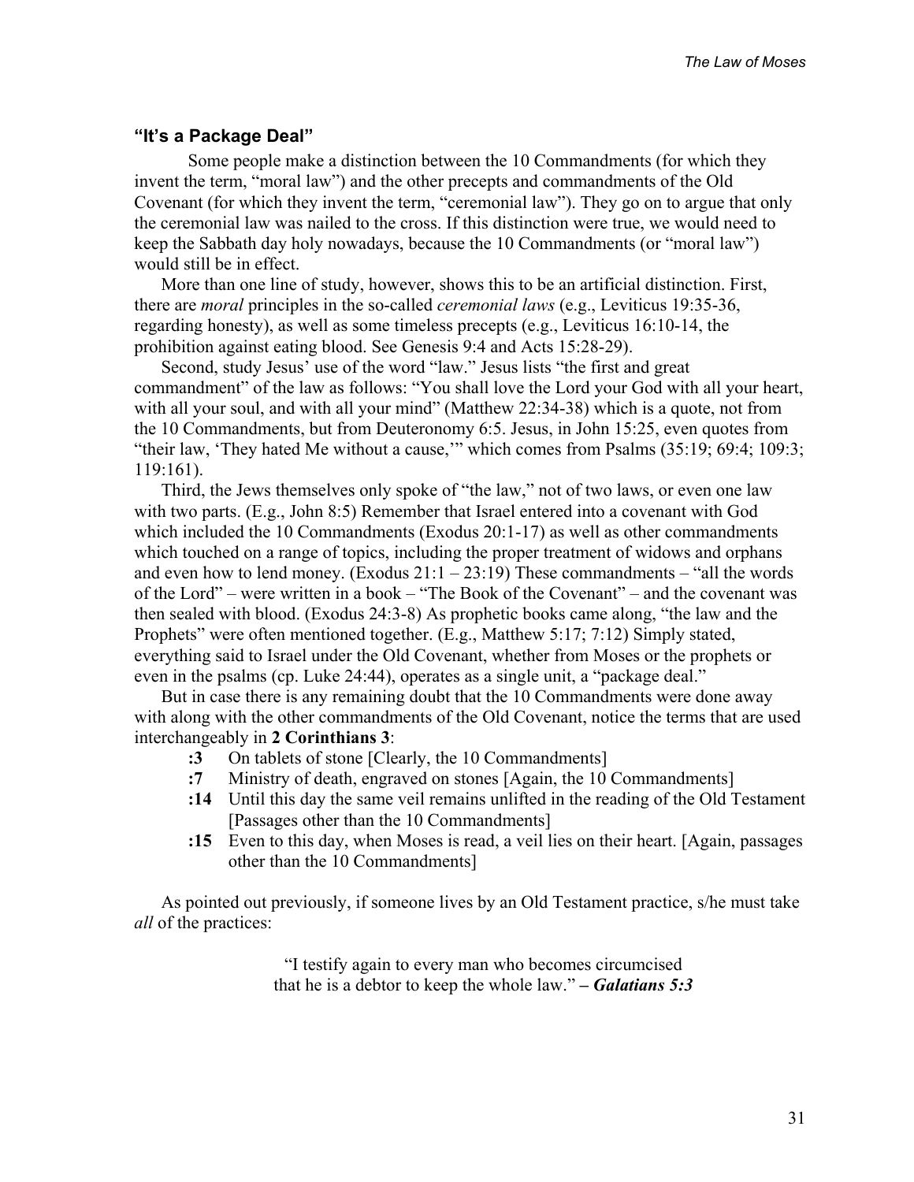### "It's a Package Deal"

Some people make a distinction between the 10 Commandments (for which they invent the term, "moral law") and the other precepts and commandments of the Old Covenant (for which they invent the term, "ceremonial law"). They go on to argue that only the ceremonial law was nailed to the cross. If this distinction were true, we would need to keep the Sabbath day holy nowadays, because the 10 Commandments (or "moral law") would still be in effect.

More than one line of study, however, shows this to be an artificial distinction. First, there are *moral* principles in the so-called *ceremonial laws* (e.g., Leviticus 19:35-36, regarding honesty), as well as some timeless precepts (e.g., Leviticus 16:10-14, the prohibition against eating blood. See Genesis 9:4 and Acts 15:28-29).

Second, study Jesus' use of the word "law." Jesus lists "the first and great commandment" of the law as follows: "You shall love the Lord your God with all your heart, with all your soul, and with all your mind" (Matthew 22:34-38) which is a quote, not from the 10 Commandments, but from Deuteronomy 6:5. Jesus, in John 15:25, even quotes from "their law, 'They hated Me without a cause,'" which comes from Psalms (35:19; 69:4; 109:3; 119:161).

Third, the Jews themselves only spoke of "the law," not of two laws, or even one law with two parts. (E.g., John 8:5) Remember that Israel entered into a covenant with God which included the 10 Commandments (Exodus 20:1-17) as well as other commandments which touched on a range of topics, including the proper treatment of widows and orphans and even how to lend money. (Exodus 21:1 – 23:19) These commandments – "all the words of the Lord" – were written in a book – "The Book of the Covenant" – and the covenant was then sealed with blood. (Exodus 24:3-8) As prophetic books came along, "the law and the Prophets" were often mentioned together. (E.g., Matthew 5:17; 7:12) Simply stated, everything said to Israel under the Old Covenant, whether from Moses or the prophets or even in the psalms (cp. Luke 24:44), operates as a single unit, a "package deal."

But in case there is any remaining doubt that the 10 Commandments were done away with along with the other commandments of the Old Covenant, notice the terms that are used interchangeably in **2 Corinthians 3**:

- **:3** On tablets of stone [Clearly, the 10 Commandments]
- **:7** Ministry of death, engraved on stones [Again, the 10 Commandments]
- **:14** Until this day the same veil remains unlifted in the reading of the Old Testament [Passages other than the 10 Commandments]
- **:15** Even to this day, when Moses is read, a veil lies on their heart. [Again, passages other than the 10 Commandments]

As pointed out previously, if someone lives by an Old Testament practice, s/he must take *all* of the practices:

> "I testify again to every man who becomes circumcised that he is a debtor to keep the whole law." **– *Galatians 5:3***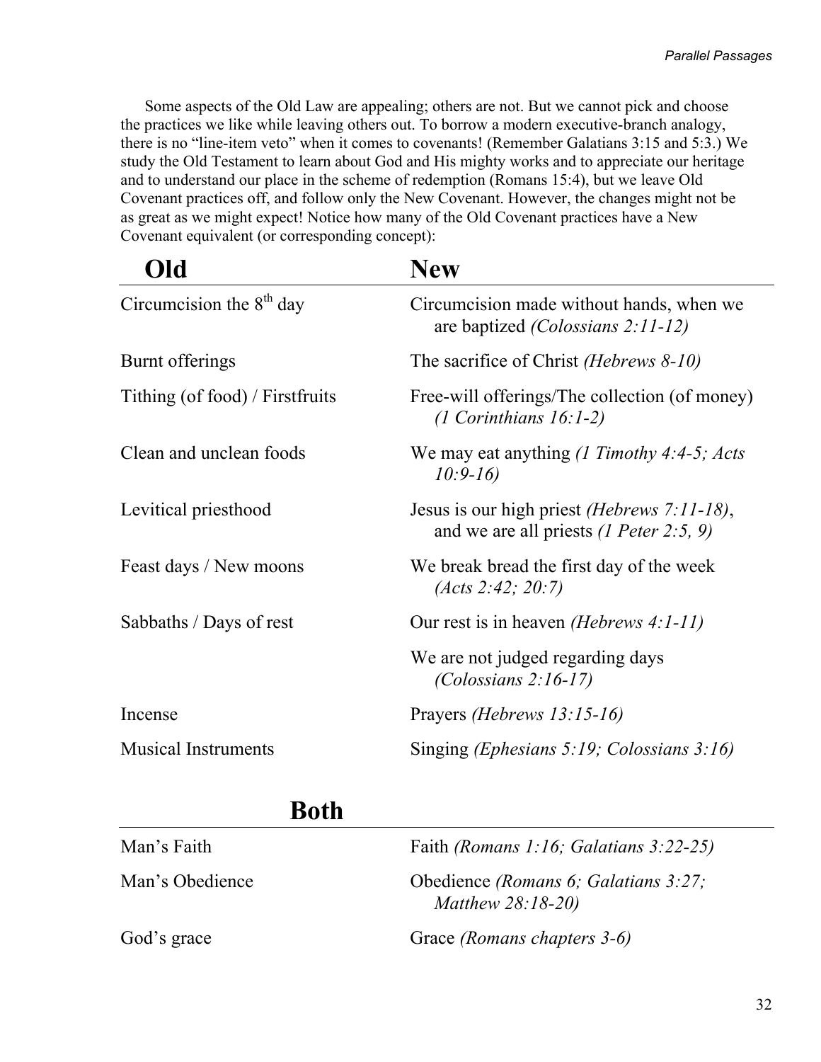Some aspects of the Old Law are appealing; others are not. But we cannot pick and choose the practices we like while leaving others out. To borrow a modern executive-branch analogy, there is no "line-item veto" when it comes to covenants! (Remember Galatians 3:15 and 5:3.) We study the Old Testament to learn about God and His mighty works and to appreciate our heritage and to understand our place in the scheme of redemption (Romans 15:4), but we leave Old Covenant practices off, and follow only the New Covenant. However, the changes might not be as great as we might expect! Notice how many of the Old Covenant practices have a New Covenant equivalent (or corresponding concept):

| **Old** | **New** |
|---|---|
| Circumcision the 8th day | Circumcision made without hands, when we are baptized *(Colossians 2:11-12)* |
| Burnt offerings | The sacrifice of Christ *(Hebrews 8-10)* |
| Tithing (of food) / Firstfruits | Free-will offerings/The collection (of money) *(1 Corinthians 16:1-2)* |
| Clean and unclean foods | We may eat anything *(1 Timothy 4:4-5; Acts 10:9-16)* |
| Levitical priesthood | Jesus is our high priest *(Hebrews 7:11-18)*, and we are all priests *(1 Peter 2:5, 9)* |
| Feast days / New moons | We break bread the first day of the week *(Acts 2:42; 20:7)* |
| Sabbaths / Days of rest | Our rest is in heaven *(Hebrews 4:1-11)* |
| | We are not judged regarding days *(Colossians 2:16-17)* |
| Incense | Prayers *(Hebrews 13:15-16)* |
| Musical Instruments | Singing *(Ephesians 5:19; Colossians 3:16)* |

| **Both** | |
|---|---|
| Man's Faith | Faith *(Romans 1:16; Galatians 3:22-25)* |
| Man's Obedience | Obedience *(Romans 6; Galatians 3:27; Matthew 28:18-20)* |
| God's grace | Grace *(Romans chapters 3-6)* |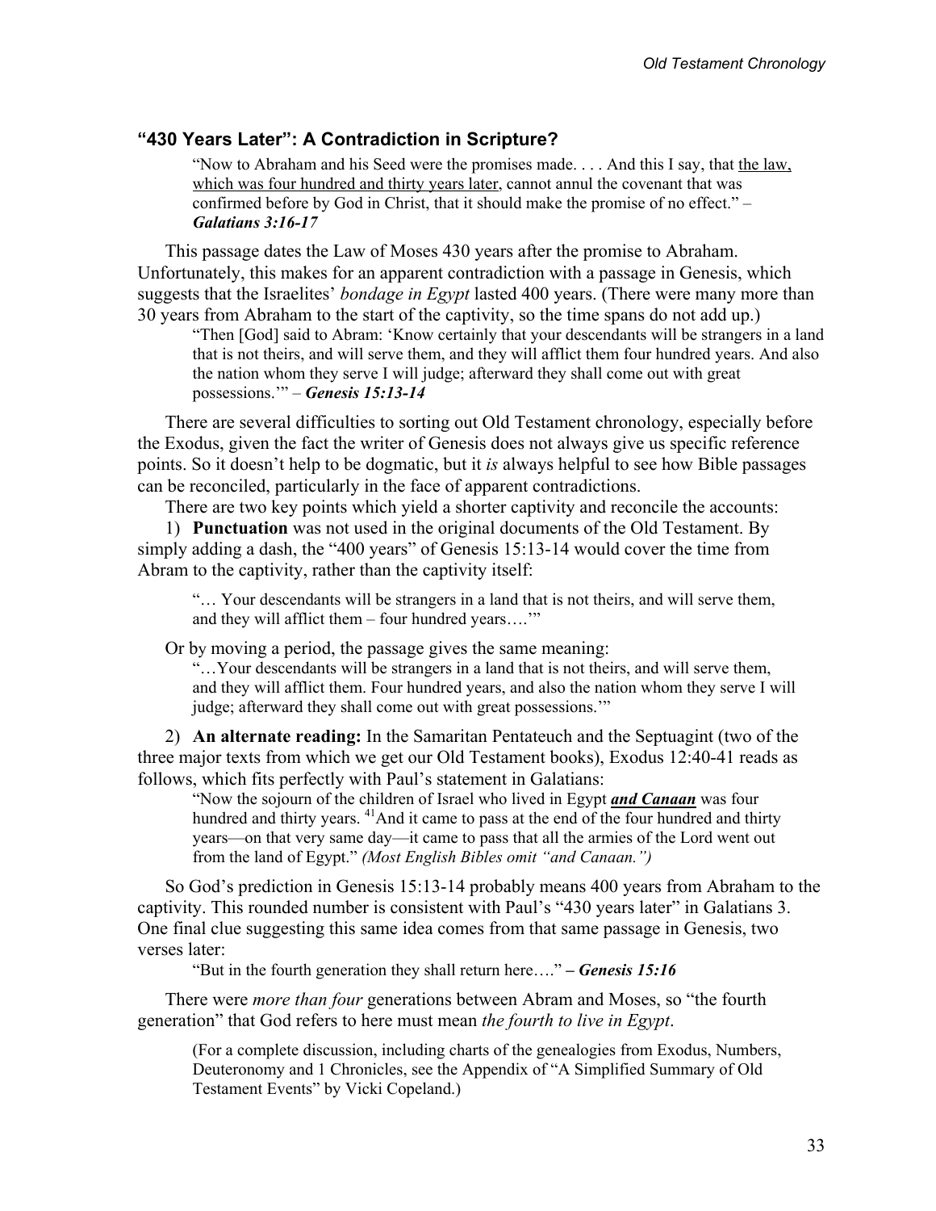### "430 Years Later": A Contradiction in Scripture?

> "Now to Abraham and his Seed were the promises made. . . . And this I say, that <u>the law, which was four hundred and thirty years later</u>, cannot annul the covenant that was confirmed before by God in Christ, that it should make the promise of no effect." – ***Galatians 3:16-17***

This passage dates the Law of Moses 430 years after the promise to Abraham. Unfortunately, this makes for an apparent contradiction with a passage in Genesis, which suggests that the Israelites' *bondage in Egypt* lasted 400 years. (There were many more than 30 years from Abraham to the start of the captivity, so the time spans do not add up.)

> "Then [God] said to Abram: 'Know certainly that your descendants will be strangers in a land that is not theirs, and will serve them, and they will afflict them four hundred years. And also the nation whom they serve I will judge; afterward they shall come out with great possessions.'" – ***Genesis 15:13-14***

There are several difficulties to sorting out Old Testament chronology, especially before the Exodus, given the fact the writer of Genesis does not always give us specific reference points. So it doesn't help to be dogmatic, but it *is* always helpful to see how Bible passages can be reconciled, particularly in the face of apparent contradictions.

There are two key points which yield a shorter captivity and reconcile the accounts:

1) **Punctuation** was not used in the original documents of the Old Testament. By simply adding a dash, the "400 years" of Genesis 15:13-14 would cover the time from Abram to the captivity, rather than the captivity itself:

> "… Your descendants will be strangers in a land that is not theirs, and will serve them, and they will afflict them – four hundred years….'"

Or by moving a period, the passage gives the same meaning:

> "…Your descendants will be strangers in a land that is not theirs, and will serve them, and they will afflict them. Four hundred years, and also the nation whom they serve I will judge; afterward they shall come out with great possessions.'"

2) **An alternate reading:** In the Samaritan Pentateuch and the Septuagint (two of the three major texts from which we get our Old Testament books), Exodus 12:40-41 reads as follows, which fits perfectly with Paul's statement in Galatians:

> "Now the sojourn of the children of Israel who lived in Egypt ***<u>and Canaan</u>*** was four hundred and thirty years. [41]And it came to pass at the end of the four hundred and thirty years—on that very same day—it came to pass that all the armies of the Lord went out from the land of Egypt." *(Most English Bibles omit "and Canaan.")*

So God's prediction in Genesis 15:13-14 probably means 400 years from Abraham to the captivity. This rounded number is consistent with Paul's "430 years later" in Galatians 3. One final clue suggesting this same idea comes from that same passage in Genesis, two verses later:

> "But in the fourth generation they shall return here…." **–** ***Genesis 15:16***

There were *more than four* generations between Abram and Moses, so "the fourth generation" that God refers to here must mean *the fourth to live in Egypt*.

> (For a complete discussion, including charts of the genealogies from Exodus, Numbers, Deuteronomy and 1 Chronicles, see the Appendix of "A Simplified Summary of Old Testament Events" by Vicki Copeland.)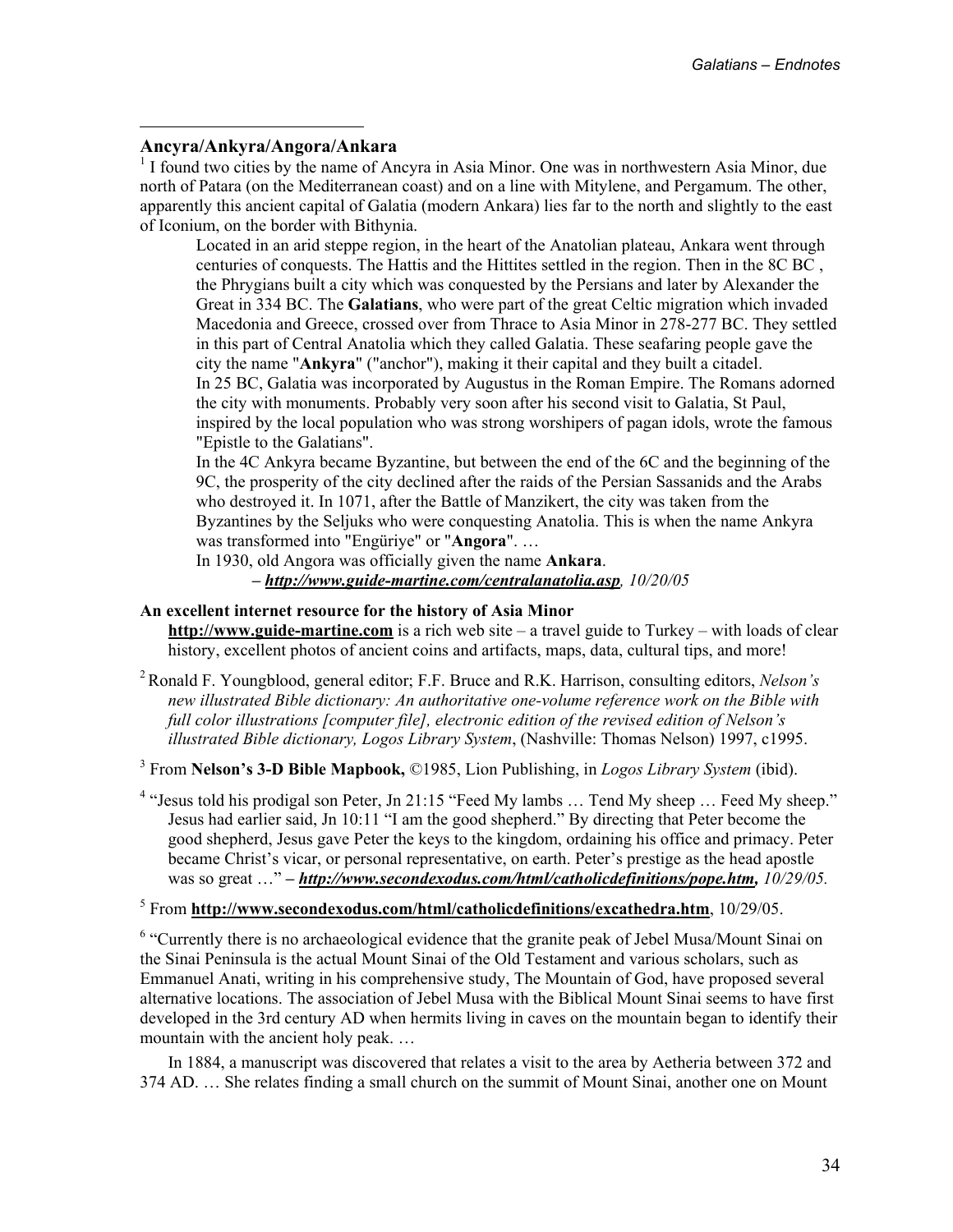**Ancyra/Ankyra/Angora/Ankara**

[1] I found two cities by the name of Ancyra in Asia Minor. One was in northwestern Asia Minor, due north of Patara (on the Mediterranean coast) and on a line with Mitylene, and Pergamum. The other, apparently this ancient capital of Galatia (modern Ankara) lies far to the north and slightly to the east of Iconium, on the border with Bithynia.

> Located in an arid steppe region, in the heart of the Anatolian plateau, Ankara went through centuries of conquests. The Hattis and the Hittites settled in the region. Then in the 8C BC , the Phrygians built a city which was conquested by the Persians and later by Alexander the Great in 334 BC. The **Galatians**, who were part of the great Celtic migration which invaded Macedonia and Greece, crossed over from Thrace to Asia Minor in 278-277 BC. They settled in this part of Central Anatolia which they called Galatia. These seafaring people gave the city the name "**Ankyra**" ("anchor"), making it their capital and they built a citadel.
>
> In 25 BC, Galatia was incorporated by Augustus in the Roman Empire. The Romans adorned the city with monuments. Probably very soon after his second visit to Galatia, St Paul, inspired by the local population who was strong worshipers of pagan idols, wrote the famous "Epistle to the Galatians".
>
> In the 4C Ankyra became Byzantine, but between the end of the 6C and the beginning of the 9C, the prosperity of the city declined after the raids of the Persian Sassanids and the Arabs who destroyed it. In 1071, after the Battle of Manzikert, the city was taken from the Byzantines by the Seljuks who were conquesting Anatolia. This is when the name Ankyra was transformed into "Engüriye" or "**Angora**". …
>
> In 1930, old Angora was officially given the name **Ankara**.
>
> **–** ***http://www.guide-martine.com/centralanatolia.asp****, 10/20/05*

**An excellent internet resource for the history of Asia Minor**

**http://www.guide-martine.com** is a rich web site – a travel guide to Turkey – with loads of clear history, excellent photos of ancient coins and artifacts, maps, data, cultural tips, and more!

[2] Ronald F. Youngblood, general editor; F.F. Bruce and R.K. Harrison, consulting editors, *Nelson's new illustrated Bible dictionary: An authoritative one-volume reference work on the Bible with full color illustrations [computer file], electronic edition of the revised edition of Nelson's illustrated Bible dictionary, Logos Library System*, (Nashville: Thomas Nelson) 1997, c1995.

[3] From **Nelson's 3-D Bible Mapbook,** ©1985, Lion Publishing, in *Logos Library System* (ibid).

[4] "Jesus told his prodigal son Peter, Jn 21:15 "Feed My lambs … Tend My sheep … Feed My sheep." Jesus had earlier said, Jn 10:11 "I am the good shepherd." By directing that Peter become the good shepherd, Jesus gave Peter the keys to the kingdom, ordaining his office and primacy. Peter became Christ's vicar, or personal representative, on earth. Peter's prestige as the head apostle was so great …" **–** ***http://www.secondexodus.com/html/catholicdefinitions/pope.htm,*** *10/29/05.*

[5] From **http://www.secondexodus.com/html/catholicdefinitions/excathedra.htm**, 10/29/05.

[6] "Currently there is no archaeological evidence that the granite peak of Jebel Musa/Mount Sinai on the Sinai Peninsula is the actual Mount Sinai of the Old Testament and various scholars, such as Emmanuel Anati, writing in his comprehensive study, The Mountain of God, have proposed several alternative locations. The association of Jebel Musa with the Biblical Mount Sinai seems to have first developed in the 3rd century AD when hermits living in caves on the mountain began to identify their mountain with the ancient holy peak. …

In 1884, a manuscript was discovered that relates a visit to the area by Aetheria between 372 and 374 AD. … She relates finding a small church on the summit of Mount Sinai, another one on Mount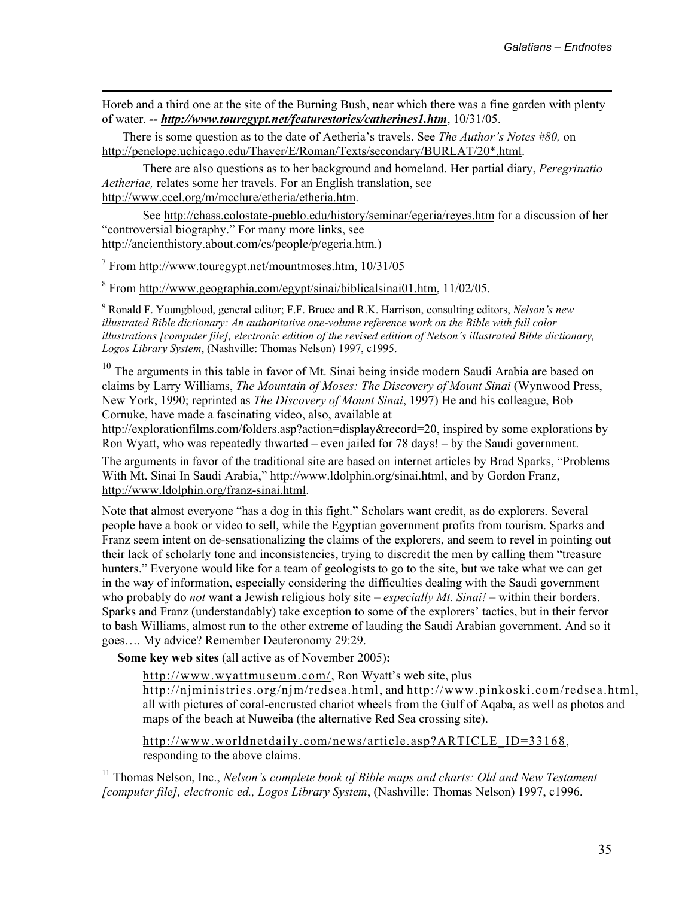Horeb and a third one at the site of the Burning Bush, near which there was a fine garden with plenty of water. ***-- http://www.touregypt.net/featurestories/catherines1.htm***, 10/31/05.

There is some question as to the date of Aetheria's travels. See *The Author's Notes #80,* on http://penelope.uchicago.edu/Thayer/E/Roman/Texts/secondary/BURLAT/20*.html.

There are also questions as to her background and homeland. Her partial diary, *Peregrinatio Aetheriae,* relates some her travels. For an English translation, see http://www.ccel.org/m/mcclure/etheria/etheria.htm.

See http://chass.colostate-pueblo.edu/history/seminar/egeria/reyes.htm for a discussion of her "controversial biography." For many more links, see http://ancienthistory.about.com/cs/people/p/egeria.htm.)

[7] From http://www.touregypt.net/mountmoses.htm, 10/31/05

[8] From http://www.geographia.com/egypt/sinai/biblicalsinai01.htm, 11/02/05.

[9] Ronald F. Youngblood, general editor; F.F. Bruce and R.K. Harrison, consulting editors, *Nelson's new illustrated Bible dictionary: An authoritative one-volume reference work on the Bible with full color illustrations [computer file], electronic edition of the revised edition of Nelson's illustrated Bible dictionary, Logos Library System*, (Nashville: Thomas Nelson) 1997, c1995.

[10] The arguments in this table in favor of Mt. Sinai being inside modern Saudi Arabia are based on claims by Larry Williams, *The Mountain of Moses: The Discovery of Mount Sinai* (Wynwood Press, New York, 1990; reprinted as *The Discovery of Mount Sinai*, 1997) He and his colleague, Bob Cornuke, have made a fascinating video, also, available at http://explorationfilms.com/folders.asp?action=display&record=20, inspired by some explorations by Ron Wyatt, who was repeatedly thwarted – even jailed for 78 days! – by the Saudi government.

The arguments in favor of the traditional site are based on internet articles by Brad Sparks, "Problems With Mt. Sinai In Saudi Arabia," http://www.ldolphin.org/sinai.html, and by Gordon Franz, http://www.ldolphin.org/franz-sinai.html.

Note that almost everyone "has a dog in this fight." Scholars want credit, as do explorers. Several people have a book or video to sell, while the Egyptian government profits from tourism. Sparks and Franz seem intent on de-sensationalizing the claims of the explorers, and seem to revel in pointing out their lack of scholarly tone and inconsistencies, trying to discredit the men by calling them "treasure hunters." Everyone would like for a team of geologists to go to the site, but we take what we can get in the way of information, especially considering the difficulties dealing with the Saudi government who probably do *not* want a Jewish religious holy site – *especially Mt. Sinai!* – within their borders. Sparks and Franz (understandably) take exception to some of the explorers' tactics, but in their fervor to bash Williams, almost run to the other extreme of lauding the Saudi Arabian government. And so it goes…. My advice? Remember Deuteronomy 29:29.

**Some key web sites** (all active as of November 2005)**:**

http://www.wyattmuseum.com/, Ron Wyatt's web site, plus http://njministries.org/njm/redsea.html, and http://www.pinkoski.com/redsea.html, all with pictures of coral-encrusted chariot wheels from the Gulf of Aqaba, as well as photos and maps of the beach at Nuweiba (the alternative Red Sea crossing site).

http://www.worldnetdaily.com/news/article.asp?ARTICLE_ID=33168, responding to the above claims.

[11] Thomas Nelson, Inc., *Nelson's complete book of Bible maps and charts: Old and New Testament [computer file], electronic ed., Logos Library System*, (Nashville: Thomas Nelson) 1997, c1996.